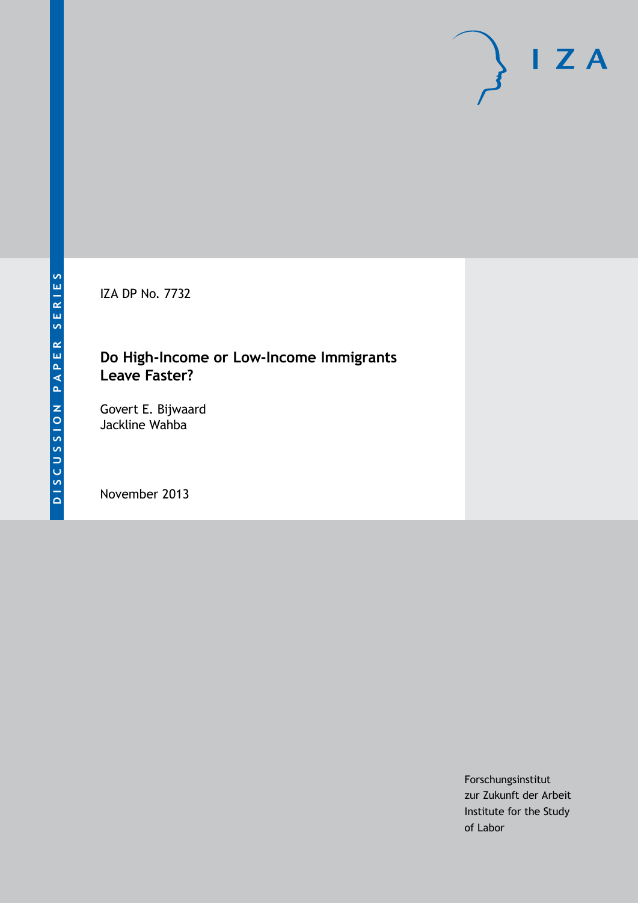DISCUSSION PAPER SERIES

IZA DP No. 7732

# Do High-Income or Low-Income Immigrants Leave Faster?

Govert E. Bijwaard
Jackline Wahba

November 2013

Forschungsinstitut
zur Zukunft der Arbeit
Institute for the Study
of Labor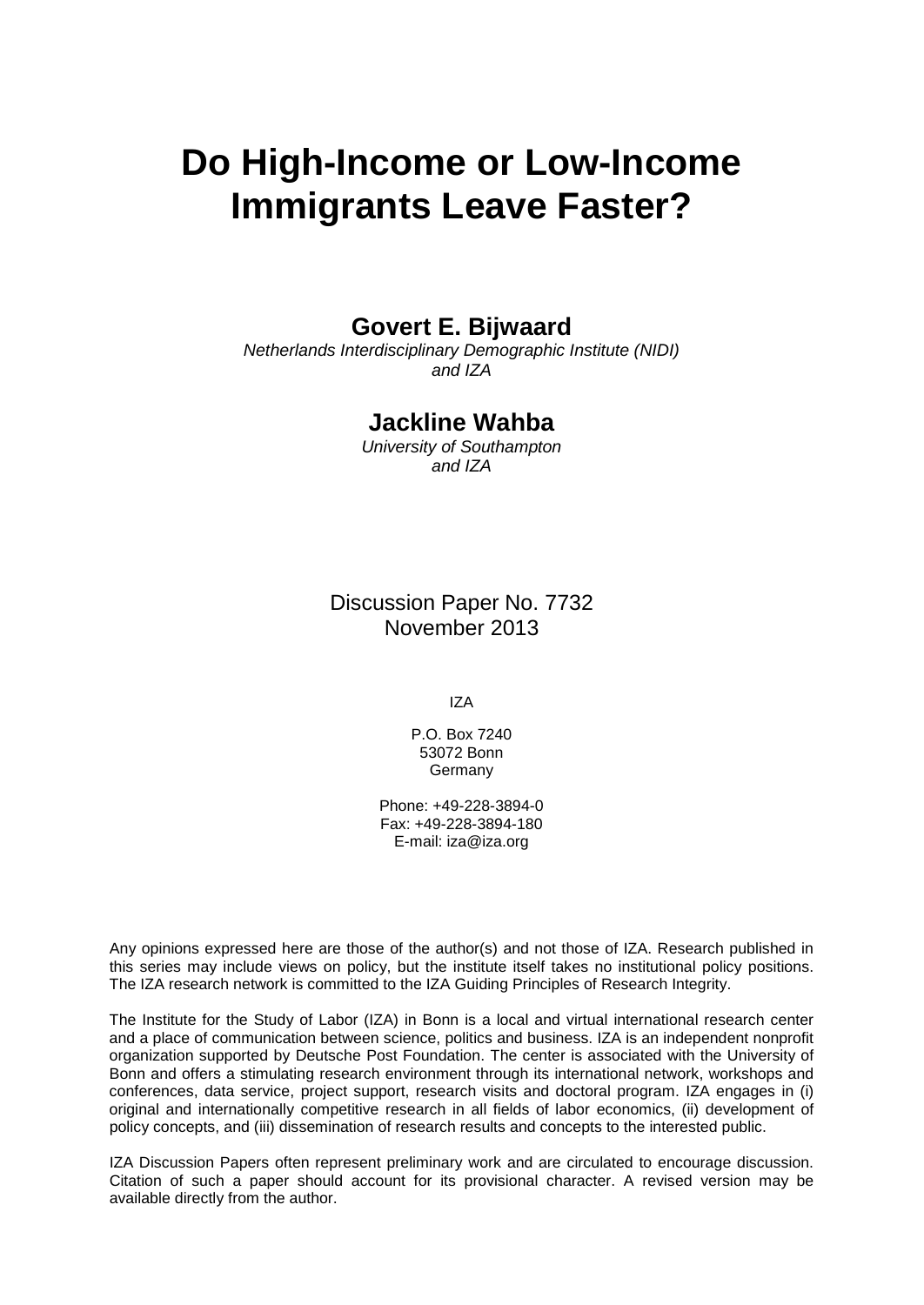# Do High-Income or Low-Income Immigrants Leave Faster?

**Govert E. Bijwaard**
*Netherlands Interdisciplinary Demographic Institute (NIDI) and IZA*

**Jackline Wahba**
*University of Southampton and IZA*

Discussion Paper No. 7732
November 2013

IZA

P.O. Box 7240
53072 Bonn
Germany

Phone: +49-228-3894-0
Fax: +49-228-3894-180
E-mail: iza@iza.org

Any opinions expressed here are those of the author(s) and not those of IZA. Research published in this series may include views on policy, but the institute itself takes no institutional policy positions. The IZA research network is committed to the IZA Guiding Principles of Research Integrity.

The Institute for the Study of Labor (IZA) in Bonn is a local and virtual international research center and a place of communication between science, politics and business. IZA is an independent nonprofit organization supported by Deutsche Post Foundation. The center is associated with the University of Bonn and offers a stimulating research environment through its international network, workshops and conferences, data service, project support, research visits and doctoral program. IZA engages in (i) original and internationally competitive research in all fields of labor economics, (ii) development of policy concepts, and (iii) dissemination of research results and concepts to the interested public.

IZA Discussion Papers often represent preliminary work and are circulated to encourage discussion. Citation of such a paper should account for its provisional character. A revised version may be available directly from the author.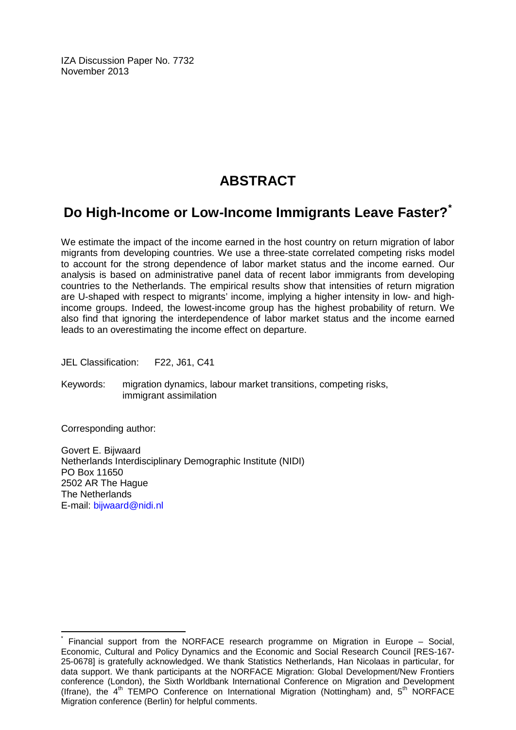IZA Discussion Paper No. 7732
November 2013

# ABSTRACT

## Do High-Income or Low-Income Immigrants Leave Faster?*

We estimate the impact of the income earned in the host country on return migration of labor migrants from developing countries. We use a three-state correlated competing risks model to account for the strong dependence of labor market status and the income earned. Our analysis is based on administrative panel data of recent labor immigrants from developing countries to the Netherlands. The empirical results show that intensities of return migration are U-shaped with respect to migrants' income, implying a higher intensity in low- and high-income groups. Indeed, the lowest-income group has the highest probability of return. We also find that ignoring the interdependence of labor market status and the income earned leads to an overestimating the income effect on departure.

JEL Classification: F22, J61, C41

Keywords: migration dynamics, labour market transitions, competing risks, immigrant assimilation

Corresponding author:

Govert E. Bijwaard
Netherlands Interdisciplinary Demographic Institute (NIDI)
PO Box 11650
2502 AR The Hague
The Netherlands
E-mail: bijwaard@nidi.nl

---

\* Financial support from the NORFACE research programme on Migration in Europe – Social, Economic, Cultural and Policy Dynamics and the Economic and Social Research Council [RES-167-25-0678] is gratefully acknowledged. We thank Statistics Netherlands, Han Nicolaas in particular, for data support. We thank participants at the NORFACE Migration: Global Development/New Frontiers conference (London), the Sixth Worldbank International Conference on Migration and Development (Ifrane), the 4th TEMPO Conference on International Migration (Nottingham) and, 5th NORFACE Migration conference (Berlin) for helpful comments.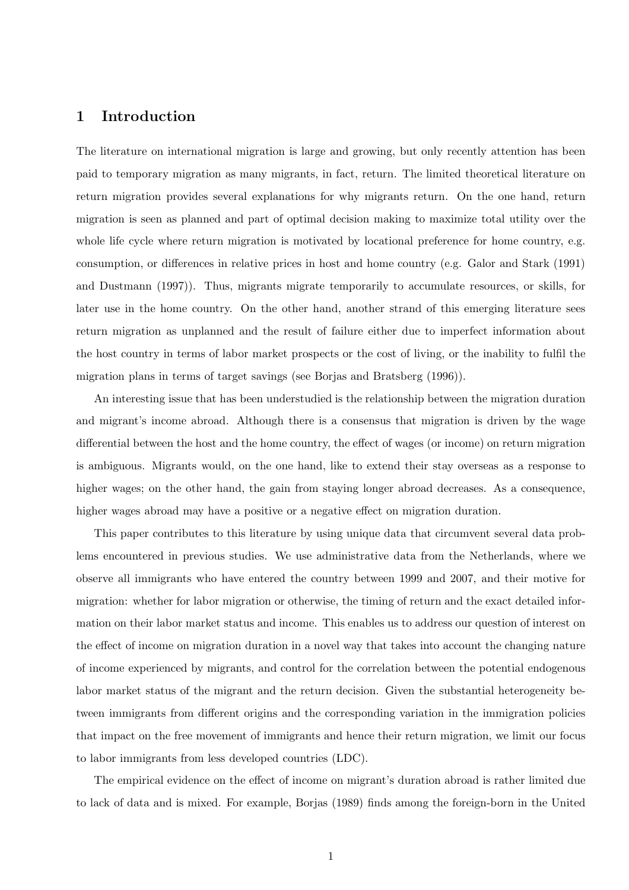# 1 Introduction

The literature on international migration is large and growing, but only recently attention has been paid to temporary migration as many migrants, in fact, return. The limited theoretical literature on return migration provides several explanations for why migrants return. On the one hand, return migration is seen as planned and part of optimal decision making to maximize total utility over the whole life cycle where return migration is motivated by locational preference for home country, e.g. consumption, or differences in relative prices in host and home country (e.g. Galor and Stark (1991) and Dustmann (1997)). Thus, migrants migrate temporarily to accumulate resources, or skills, for later use in the home country. On the other hand, another strand of this emerging literature sees return migration as unplanned and the result of failure either due to imperfect information about the host country in terms of labor market prospects or the cost of living, or the inability to fulfil the migration plans in terms of target savings (see Borjas and Bratsberg (1996)).

An interesting issue that has been understudied is the relationship between the migration duration and migrant's income abroad. Although there is a consensus that migration is driven by the wage differential between the host and the home country, the effect of wages (or income) on return migration is ambiguous. Migrants would, on the one hand, like to extend their stay overseas as a response to higher wages; on the other hand, the gain from staying longer abroad decreases. As a consequence, higher wages abroad may have a positive or a negative effect on migration duration.

This paper contributes to this literature by using unique data that circumvent several data problems encountered in previous studies. We use administrative data from the Netherlands, where we observe all immigrants who have entered the country between 1999 and 2007, and their motive for migration: whether for labor migration or otherwise, the timing of return and the exact detailed information on their labor market status and income. This enables us to address our question of interest on the effect of income on migration duration in a novel way that takes into account the changing nature of income experienced by migrants, and control for the correlation between the potential endogenous labor market status of the migrant and the return decision. Given the substantial heterogeneity between immigrants from different origins and the corresponding variation in the immigration policies that impact on the free movement of immigrants and hence their return migration, we limit our focus to labor immigrants from less developed countries (LDC).

The empirical evidence on the effect of income on migrant's duration abroad is rather limited due to lack of data and is mixed. For example, Borjas (1989) finds among the foreign-born in the United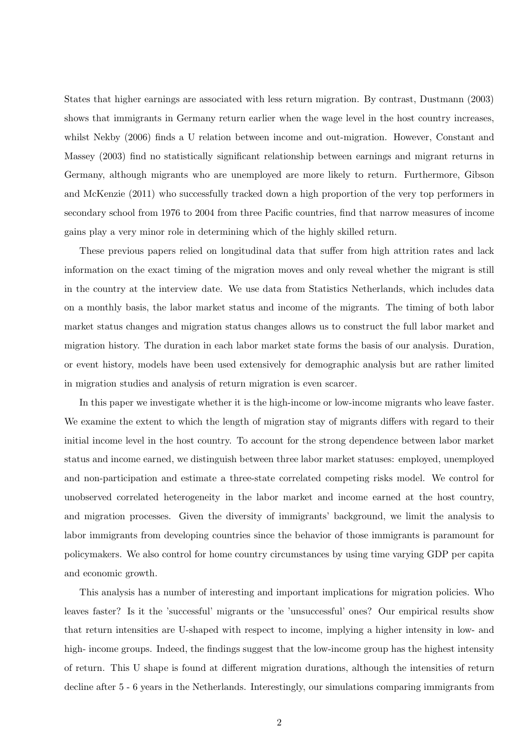States that higher earnings are associated with less return migration. By contrast, Dustmann (2003) shows that immigrants in Germany return earlier when the wage level in the host country increases, whilst Nekby (2006) finds a U relation between income and out-migration. However, Constant and Massey (2003) find no statistically significant relationship between earnings and migrant returns in Germany, although migrants who are unemployed are more likely to return. Furthermore, Gibson and McKenzie (2011) who successfully tracked down a high proportion of the very top performers in secondary school from 1976 to 2004 from three Pacific countries, find that narrow measures of income gains play a very minor role in determining which of the highly skilled return.

These previous papers relied on longitudinal data that suffer from high attrition rates and lack information on the exact timing of the migration moves and only reveal whether the migrant is still in the country at the interview date. We use data from Statistics Netherlands, which includes data on a monthly basis, the labor market status and income of the migrants. The timing of both labor market status changes and migration status changes allows us to construct the full labor market and migration history. The duration in each labor market state forms the basis of our analysis. Duration, or event history, models have been used extensively for demographic analysis but are rather limited in migration studies and analysis of return migration is even scarcer.

In this paper we investigate whether it is the high-income or low-income migrants who leave faster. We examine the extent to which the length of migration stay of migrants differs with regard to their initial income level in the host country. To account for the strong dependence between labor market status and income earned, we distinguish between three labor market statuses: employed, unemployed and non-participation and estimate a three-state correlated competing risks model. We control for unobserved correlated heterogeneity in the labor market and income earned at the host country, and migration processes. Given the diversity of immigrants' background, we limit the analysis to labor immigrants from developing countries since the behavior of those immigrants is paramount for policymakers. We also control for home country circumstances by using time varying GDP per capita and economic growth.

This analysis has a number of interesting and important implications for migration policies. Who leaves faster? Is it the 'successful' migrants or the 'unsuccessful' ones? Our empirical results show that return intensities are U-shaped with respect to income, implying a higher intensity in low- and high- income groups. Indeed, the findings suggest that the low-income group has the highest intensity of return. This U shape is found at different migration durations, although the intensities of return decline after 5 - 6 years in the Netherlands. Interestingly, our simulations comparing immigrants from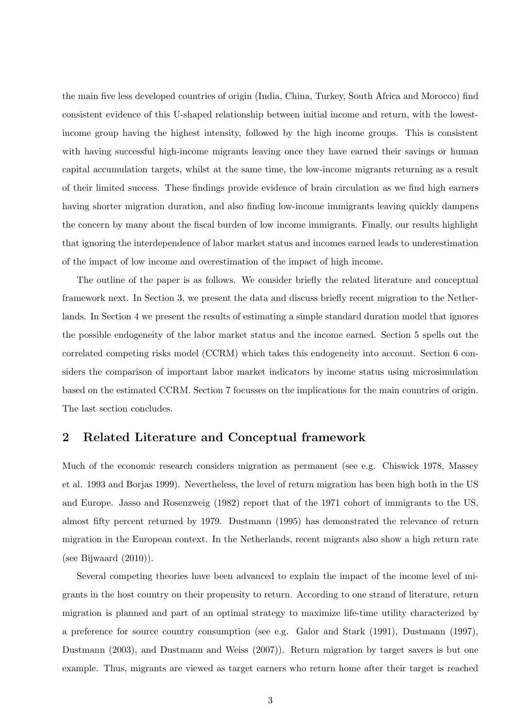the main five less developed countries of origin (India, China, Turkey, South Africa and Morocco) find consistent evidence of this U-shaped relationship between initial income and return, with the lowest-income group having the highest intensity, followed by the high income groups. This is consistent with having successful high-income migrants leaving once they have earned their savings or human capital accumulation targets, whilst at the same time, the low-income migrants returning as a result of their limited success. These findings provide evidence of brain circulation as we find high earners having shorter migration duration, and also finding low-income immigrants leaving quickly dampens the concern by many about the fiscal burden of low income immigrants. Finally, our results highlight that ignoring the interdependence of labor market status and incomes earned leads to underestimation of the impact of low income and overestimation of the impact of high income.

The outline of the paper is as follows. We consider briefly the related literature and conceptual framework next. In Section 3, we present the data and discuss briefly recent migration to the Netherlands. In Section 4 we present the results of estimating a simple standard duration model that ignores the possible endogeneity of the labor market status and the income earned. Section 5 spells out the correlated competing risks model (CCRM) which takes this endogeneity into account. Section 6 considers the comparison of important labor market indicators by income status using microsimulation based on the estimated CCRM. Section 7 focusses on the implications for the main countries of origin. The last section concludes.

## 2 Related Literature and Conceptual framework

Much of the economic research considers migration as permanent (see e.g. Chiswick 1978, Massey et al. 1993 and Borjas 1999). Nevertheless, the level of return migration has been high both in the US and Europe. Jasso and Rosenzweig (1982) report that of the 1971 cohort of immigrants to the US, almost fifty percent returned by 1979. Dustmann (1995) has demonstrated the relevance of return migration in the European context. In the Netherlands, recent migrants also show a high return rate (see Bijwaard (2010)).

Several competing theories have been advanced to explain the impact of the income level of migrants in the host country on their propensity to return. According to one strand of literature, return migration is planned and part of an optimal strategy to maximize life-time utility characterized by a preference for source country consumption (see e.g. Galor and Stark (1991), Dustmann (1997), Dustmann (2003), and Dustmann and Weiss (2007)). Return migration by target savers is but one example. Thus, migrants are viewed as target earners who return home after their target is reached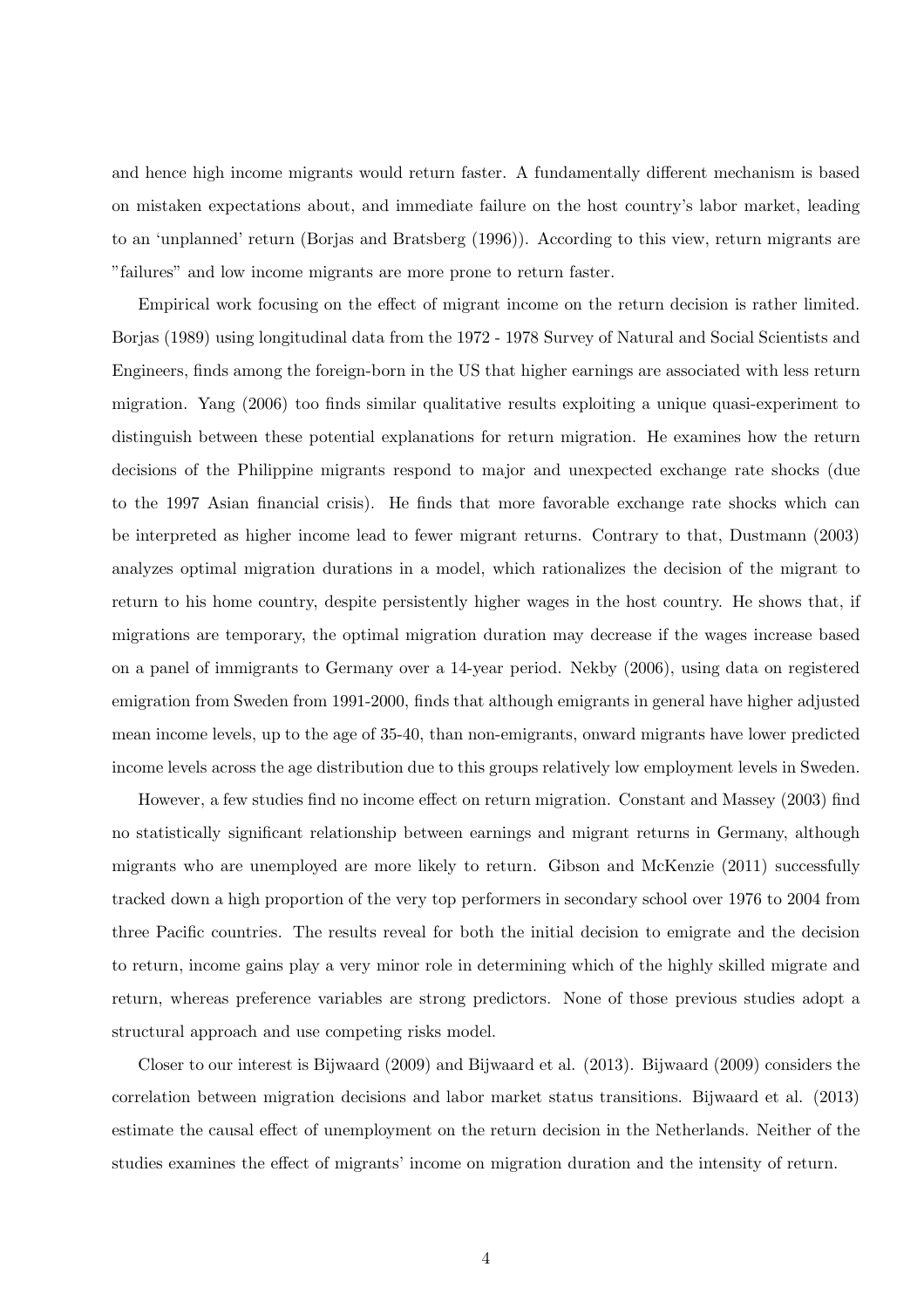and hence high income migrants would return faster. A fundamentally different mechanism is based on mistaken expectations about, and immediate failure on the host country's labor market, leading to an 'unplanned' return (Borjas and Bratsberg (1996)). According to this view, return migrants are "failures" and low income migrants are more prone to return faster.

Empirical work focusing on the effect of migrant income on the return decision is rather limited. Borjas (1989) using longitudinal data from the 1972 - 1978 Survey of Natural and Social Scientists and Engineers, finds among the foreign-born in the US that higher earnings are associated with less return migration. Yang (2006) too finds similar qualitative results exploiting a unique quasi-experiment to distinguish between these potential explanations for return migration. He examines how the return decisions of the Philippine migrants respond to major and unexpected exchange rate shocks (due to the 1997 Asian financial crisis). He finds that more favorable exchange rate shocks which can be interpreted as higher income lead to fewer migrant returns. Contrary to that, Dustmann (2003) analyzes optimal migration durations in a model, which rationalizes the decision of the migrant to return to his home country, despite persistently higher wages in the host country. He shows that, if migrations are temporary, the optimal migration duration may decrease if the wages increase based on a panel of immigrants to Germany over a 14-year period. Nekby (2006), using data on registered emigration from Sweden from 1991-2000, finds that although emigrants in general have higher adjusted mean income levels, up to the age of 35-40, than non-emigrants, onward migrants have lower predicted income levels across the age distribution due to this groups relatively low employment levels in Sweden.

However, a few studies find no income effect on return migration. Constant and Massey (2003) find no statistically significant relationship between earnings and migrant returns in Germany, although migrants who are unemployed are more likely to return. Gibson and McKenzie (2011) successfully tracked down a high proportion of the very top performers in secondary school over 1976 to 2004 from three Pacific countries. The results reveal for both the initial decision to emigrate and the decision to return, income gains play a very minor role in determining which of the highly skilled migrate and return, whereas preference variables are strong predictors. None of those previous studies adopt a structural approach and use competing risks model.

Closer to our interest is Bijwaard (2009) and Bijwaard et al. (2013). Bijwaard (2009) considers the correlation between migration decisions and labor market status transitions. Bijwaard et al. (2013) estimate the causal effect of unemployment on the return decision in the Netherlands. Neither of the studies examines the effect of migrants' income on migration duration and the intensity of return.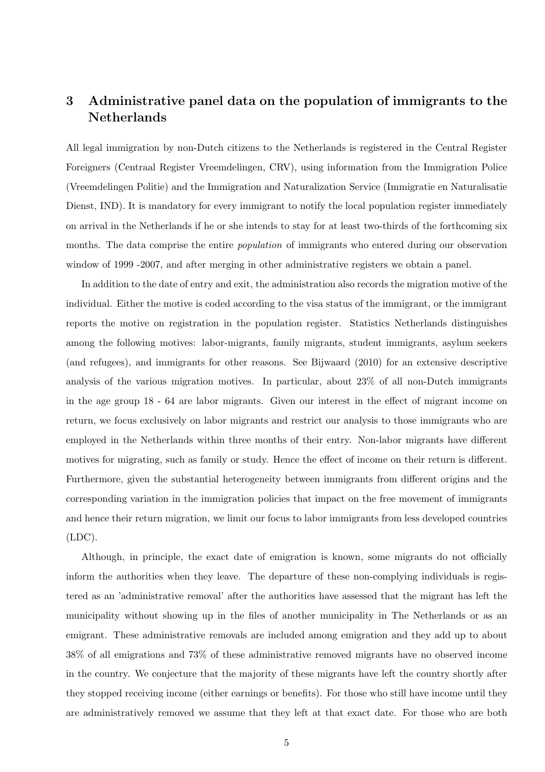## 3 Administrative panel data on the population of immigrants to the Netherlands

All legal immigration by non-Dutch citizens to the Netherlands is registered in the Central Register Foreigners (Centraal Register Vreemdelingen, CRV), using information from the Immigration Police (Vreemdelingen Politie) and the Immigration and Naturalization Service (Immigratie en Naturalisatie Dienst, IND). It is mandatory for every immigrant to notify the local population register immediately on arrival in the Netherlands if he or she intends to stay for at least two-thirds of the forthcoming six months. The data comprise the entire *population* of immigrants who entered during our observation window of 1999 -2007, and after merging in other administrative registers we obtain a panel.

In addition to the date of entry and exit, the administration also records the migration motive of the individual. Either the motive is coded according to the visa status of the immigrant, or the immigrant reports the motive on registration in the population register. Statistics Netherlands distinguishes among the following motives: labor-migrants, family migrants, student immigrants, asylum seekers (and refugees), and immigrants for other reasons. See Bijwaard (2010) for an extensive descriptive analysis of the various migration motives. In particular, about 23% of all non-Dutch immigrants in the age group 18 - 64 are labor migrants. Given our interest in the effect of migrant income on return, we focus exclusively on labor migrants and restrict our analysis to those immigrants who are employed in the Netherlands within three months of their entry. Non-labor migrants have different motives for migrating, such as family or study. Hence the effect of income on their return is different. Furthermore, given the substantial heterogeneity between immigrants from different origins and the corresponding variation in the immigration policies that impact on the free movement of immigrants and hence their return migration, we limit our focus to labor immigrants from less developed countries (LDC).

Although, in principle, the exact date of emigration is known, some migrants do not officially inform the authorities when they leave. The departure of these non-complying individuals is registered as an 'administrative removal' after the authorities have assessed that the migrant has left the municipality without showing up in the files of another municipality in The Netherlands or as an emigrant. These administrative removals are included among emigration and they add up to about 38% of all emigrations and 73% of these administrative removed migrants have no observed income in the country. We conjecture that the majority of these migrants have left the country shortly after they stopped receiving income (either earnings or benefits). For those who still have income until they are administratively removed we assume that they left at that exact date. For those who are both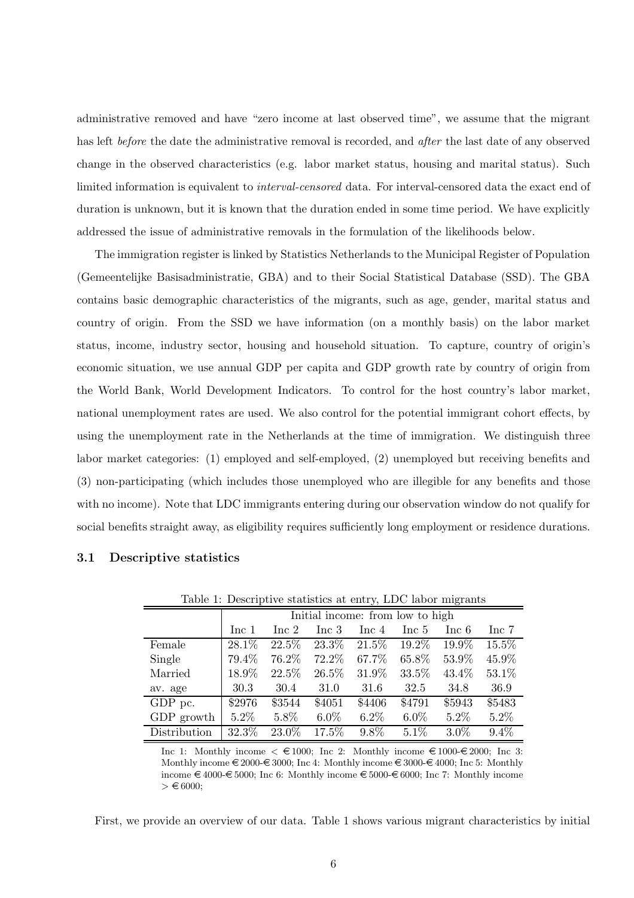administrative removed and have "zero income at last observed time", we assume that the migrant has left *before* the date the administrative removal is recorded, and *after* the last date of any observed change in the observed characteristics (e.g. labor market status, housing and marital status). Such limited information is equivalent to *interval-censored* data. For interval-censored data the exact end of duration is unknown, but it is known that the duration ended in some time period. We have explicitly addressed the issue of administrative removals in the formulation of the likelihoods below.

The immigration register is linked by Statistics Netherlands to the Municipal Register of Population (Gemeentelijke Basisadministratie, GBA) and to their Social Statistical Database (SSD). The GBA contains basic demographic characteristics of the migrants, such as age, gender, marital status and country of origin. From the SSD we have information (on a monthly basis) on the labor market status, income, industry sector, housing and household situation. To capture, country of origin's economic situation, we use annual GDP per capita and GDP growth rate by country of origin from the World Bank, World Development Indicators. To control for the host country's labor market, national unemployment rates are used. We also control for the potential immigrant cohort effects, by using the unemployment rate in the Netherlands at the time of immigration. We distinguish three labor market categories: (1) employed and self-employed, (2) unemployed but receiving benefits and (3) non-participating (which includes those unemployed who are illegible for any benefits and those with no income). Note that LDC immigrants entering during our observation window do not qualify for social benefits straight away, as eligibility requires sufficiently long employment or residence durations.

### 3.1 Descriptive statistics

Table 1: Descriptive statistics at entry, LDC labor migrants

| | Initial income: from low to high | | | | | | |
|---|---|---|---|---|---|---|---|
| | Inc 1 | Inc 2 | Inc 3 | Inc 4 | Inc 5 | Inc 6 | Inc 7 |
| Female | 28.1% | 22.5% | 23.3% | 21.5% | 19.2% | 19.9% | 15.5% |
| Single | 79.4% | 76.2% | 72.2% | 67.7% | 65.8% | 53.9% | 45.9% |
| Married | 18.9% | 22.5% | 26.5% | 31.9% | 33.5% | 43.4% | 53.1% |
| av. age | 30.3 | 30.4 | 31.0 | 31.6 | 32.5 | 34.8 | 36.9 |
| GDP pc. | \$2976 | \$3544 | \$4051 | \$4406 | \$4791 | \$5943 | \$5483 |
| GDP growth | 5.2% | 5.8% | 6.0% | 6.2% | 6.0% | 5.2% | 5.2% |
| Distribution | 32.3% | 23.0% | 17.5% | 9.8% | 5.1% | 3.0% | 9.4% |

Inc 1: Monthly income < €1000; Inc 2: Monthly income €1000-€2000; Inc 3: Monthly income €2000-€3000; Inc 4: Monthly income €3000-€4000; Inc 5: Monthly income €4000-€5000; Inc 6: Monthly income €5000-€6000; Inc 7: Monthly income > €6000;

First, we provide an overview of our data. Table 1 shows various migrant characteristics by initial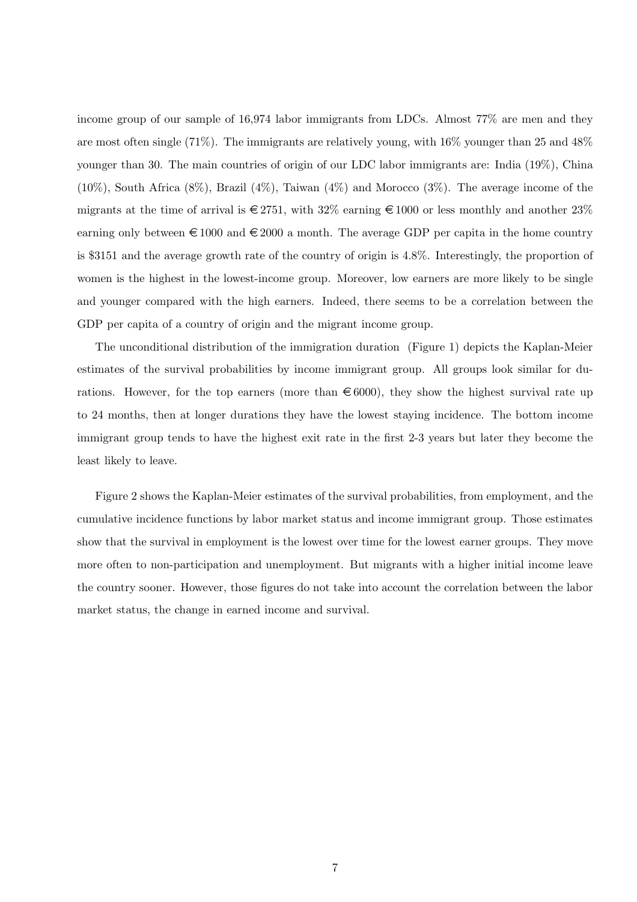income group of our sample of 16,974 labor immigrants from LDCs. Almost 77% are men and they are most often single (71%). The immigrants are relatively young, with 16% younger than 25 and 48% younger than 30. The main countries of origin of our LDC labor immigrants are: India (19%), China (10%), South Africa (8%), Brazil (4%), Taiwan (4%) and Morocco (3%). The average income of the migrants at the time of arrival is €2751, with 32% earning €1000 or less monthly and another 23% earning only between €1000 and €2000 a month. The average GDP per capita in the home country is $3151 and the average growth rate of the country of origin is 4.8%. Interestingly, the proportion of women is the highest in the lowest-income group. Moreover, low earners are more likely to be single and younger compared with the high earners. Indeed, there seems to be a correlation between the GDP per capita of a country of origin and the migrant income group.

The unconditional distribution of the immigration duration (Figure 1) depicts the Kaplan-Meier estimates of the survival probabilities by income immigrant group. All groups look similar for durations. However, for the top earners (more than €6000), they show the highest survival rate up to 24 months, then at longer durations they have the lowest staying incidence. The bottom income immigrant group tends to have the highest exit rate in the first 2-3 years but later they become the least likely to leave.

Figure 2 shows the Kaplan-Meier estimates of the survival probabilities, from employment, and the cumulative incidence functions by labor market status and income immigrant group. Those estimates show that the survival in employment is the lowest over time for the lowest earner groups. They move more often to non-participation and unemployment. But migrants with a higher initial income leave the country sooner. However, those figures do not take into account the correlation between the labor market status, the change in earned income and survival.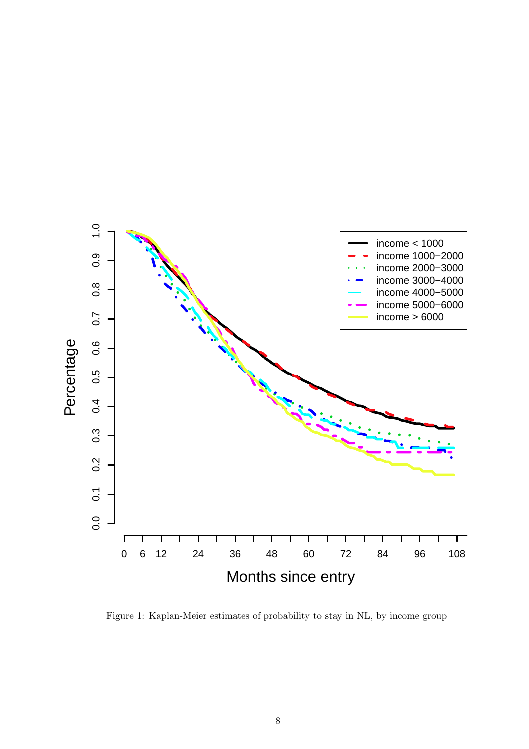Figure 1: Kaplan-Meier estimates of probability to stay in NL, by income group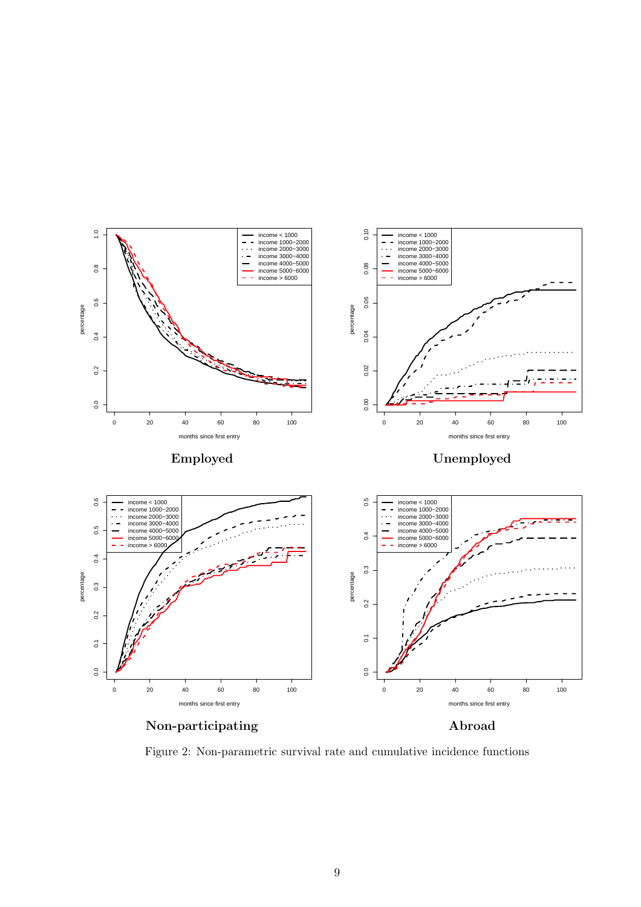**Employed**

**Unemployed**

**Non-participating**

**Abroad**

Figure 2: Non-parametric survival rate and cumulative incidence functions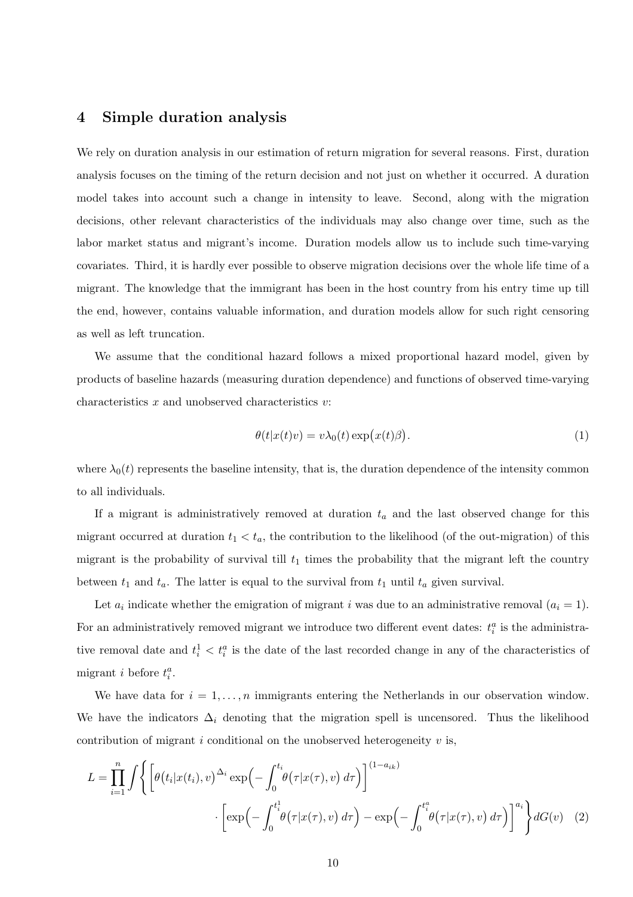## 4 Simple duration analysis

We rely on duration analysis in our estimation of return migration for several reasons. First, duration analysis focuses on the timing of the return decision and not just on whether it occurred. A duration model takes into account such a change in intensity to leave. Second, along with the migration decisions, other relevant characteristics of the individuals may also change over time, such as the labor market status and migrant's income. Duration models allow us to include such time-varying covariates. Third, it is hardly ever possible to observe migration decisions over the whole life time of a migrant. The knowledge that the immigrant has been in the host country from his entry time up till the end, however, contains valuable information, and duration models allow for such right censoring as well as left truncation.

We assume that the conditional hazard follows a mixed proportional hazard model, given by products of baseline hazards (measuring duration dependence) and functions of observed time-varying characteristics $x$ and unobserved characteristics $v$:

$$\theta(t|x(t)v) = v\lambda_0(t)\exp\bigl(x(t)\beta\bigr). \tag{1}$$

where $\lambda_0(t)$ represents the baseline intensity, that is, the duration dependence of the intensity common to all individuals.

If a migrant is administratively removed at duration $t_a$ and the last observed change for this migrant occurred at duration $t_1 < t_a$, the contribution to the likelihood (of the out-migration) of this migrant is the probability of survival till $t_1$ times the probability that the migrant left the country between $t_1$ and $t_a$. The latter is equal to the survival from $t_1$ until $t_a$ given survival.

Let $a_i$ indicate whether the emigration of migrant $i$ was due to an administrative removal ($a_i = 1$). For an administratively removed migrant we introduce two different event dates: $t_i^a$ is the administrative removal date and $t_i^1 < t_i^a$ is the date of the last recorded change in any of the characteristics of migrant $i$ before $t_i^a$.

We have data for $i = 1, \ldots, n$ immigrants entering the Netherlands in our observation window. We have the indicators $\Delta_i$ denoting that the migration spell is uncensored. Thus the likelihood contribution of migrant $i$ conditional on the unobserved heterogeneity $v$ is,

$$L = \prod_{i=1}^{n} \int \Biggl\{ \Bigl[ \theta\bigl(t_i|x(t_i), v\bigr)^{\Delta_i} \exp\Bigl(-\int_0^{t_i} \theta\bigl(\tau|x(\tau), v\bigr)\, d\tau\Bigr) \Bigr]^{(1-a_{ik})} \cdot \Bigl[ \exp\Bigl(-\int_0^{t_i^1} \theta\bigl(\tau|x(\tau), v\bigr)\, d\tau\Bigr) - \exp\Bigl(-\int_0^{t_i^a} \theta\bigl(\tau|x(\tau), v\bigr)\, d\tau\Bigr) \Bigr]^{a_i} \Biggr\} dG(v) \tag{2}$$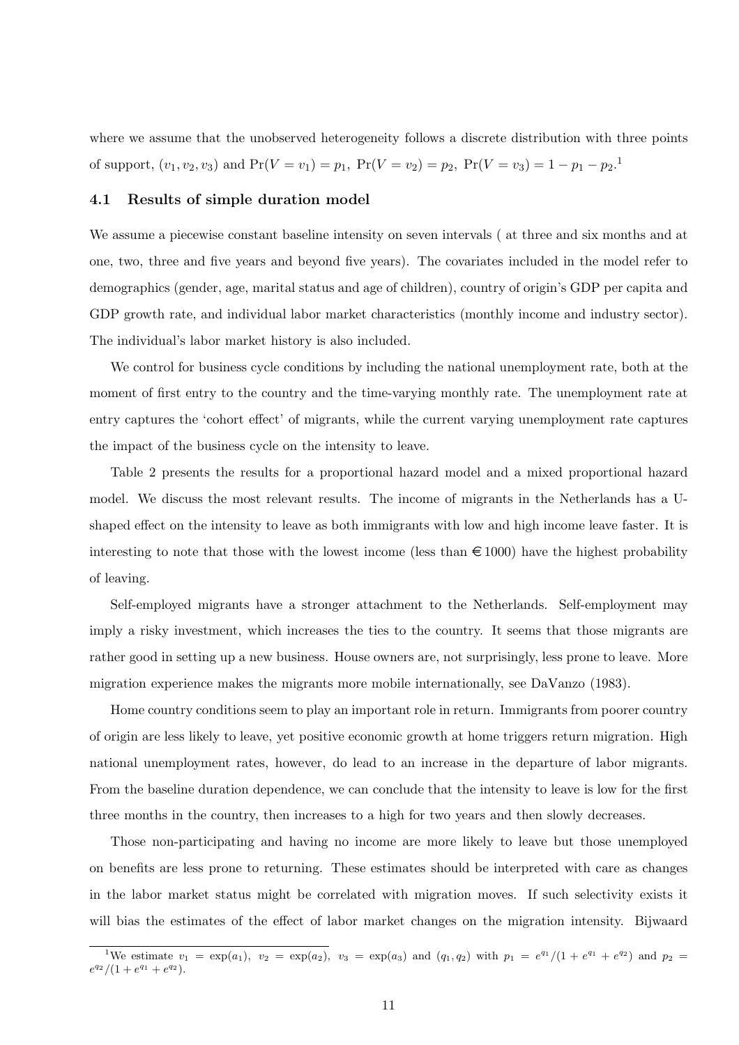where we assume that the unobserved heterogeneity follows a discrete distribution with three points of support, $(v_1, v_2, v_3)$ and $\Pr(V = v_1) = p_1$, $\Pr(V = v_2) = p_2$, $\Pr(V = v_3) = 1 - p_1 - p_2$.[1]

### 4.1 Results of simple duration model

We assume a piecewise constant baseline intensity on seven intervals ( at three and six months and at one, two, three and five years and beyond five years). The covariates included in the model refer to demographics (gender, age, marital status and age of children), country of origin's GDP per capita and GDP growth rate, and individual labor market characteristics (monthly income and industry sector). The individual's labor market history is also included.

We control for business cycle conditions by including the national unemployment rate, both at the moment of first entry to the country and the time-varying monthly rate. The unemployment rate at entry captures the 'cohort effect' of migrants, while the current varying unemployment rate captures the impact of the business cycle on the intensity to leave.

Table 2 presents the results for a proportional hazard model and a mixed proportional hazard model. We discuss the most relevant results. The income of migrants in the Netherlands has a U-shaped effect on the intensity to leave as both immigrants with low and high income leave faster. It is interesting to note that those with the lowest income (less than €1000) have the highest probability of leaving.

Self-employed migrants have a stronger attachment to the Netherlands. Self-employment may imply a risky investment, which increases the ties to the country. It seems that those migrants are rather good in setting up a new business. House owners are, not surprisingly, less prone to leave. More migration experience makes the migrants more mobile internationally, see DaVanzo (1983).

Home country conditions seem to play an important role in return. Immigrants from poorer country of origin are less likely to leave, yet positive economic growth at home triggers return migration. High national unemployment rates, however, do lead to an increase in the departure of labor migrants. From the baseline duration dependence, we can conclude that the intensity to leave is low for the first three months in the country, then increases to a high for two years and then slowly decreases.

Those non-participating and having no income are more likely to leave but those unemployed on benefits are less prone to returning. These estimates should be interpreted with care as changes in the labor market status might be correlated with migration moves. If such selectivity exists it will bias the estimates of the effect of labor market changes on the migration intensity. Bijwaard

---

[1] We estimate $v_1 = \exp(a_1)$, $v_2 = \exp(a_2)$, $v_3 = \exp(a_3)$ and $(q_1, q_2)$ with $p_1 = e^{q_1}/(1 + e^{q_1} + e^{q_2})$ and $p_2 = e^{q_2}/(1 + e^{q_1} + e^{q_2})$.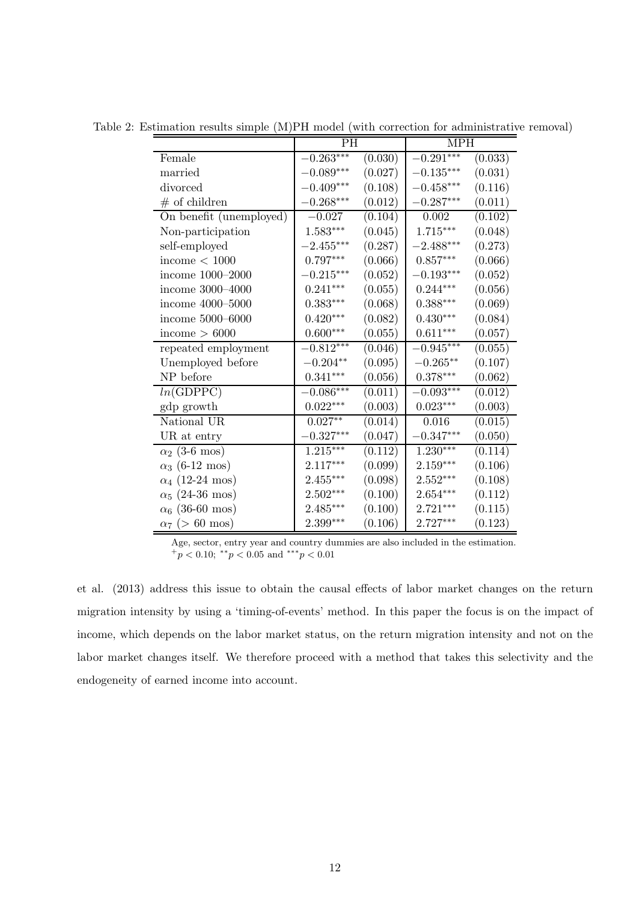Table 2: Estimation results simple (M)PH model (with correction for administrative removal)

| | PH | | MPH | |
|---|---|---|---|---|
| Female | $-0.263^{***}$ | (0.030) | $-0.291^{***}$ | (0.033) |
| married | $-0.089^{***}$ | (0.027) | $-0.135^{***}$ | (0.031) |
| divorced | $-0.409^{***}$ | (0.108) | $-0.458^{***}$ | (0.116) |
| # of children | $-0.268^{***}$ | (0.012) | $-0.287^{***}$ | (0.011) |
| On benefit (unemployed) | $-0.027$ | (0.104) | $0.002$ | (0.102) |
| Non-participation | $1.583^{***}$ | (0.045) | $1.715^{***}$ | (0.048) |
| self-employed | $-2.455^{***}$ | (0.287) | $-2.488^{***}$ | (0.273) |
| income $< 1000$ | $0.797^{***}$ | (0.066) | $0.857^{***}$ | (0.066) |
| income 1000–2000 | $-0.215^{***}$ | (0.052) | $-0.193^{***}$ | (0.052) |
| income 3000–4000 | $0.241^{***}$ | (0.055) | $0.244^{***}$ | (0.056) |
| income 4000–5000 | $0.383^{***}$ | (0.068) | $0.388^{***}$ | (0.069) |
| income 5000–6000 | $0.420^{***}$ | (0.082) | $0.430^{***}$ | (0.084) |
| income $> 6000$ | $0.600^{***}$ | (0.055) | $0.611^{***}$ | (0.057) |
| repeated employment | $-0.812^{***}$ | (0.046) | $-0.945^{***}$ | (0.055) |
| Unemployed before | $-0.204^{**}$ | (0.095) | $-0.265^{**}$ | (0.107) |
| NP before | $0.341^{***}$ | (0.056) | $0.378^{***}$ | (0.062) |
| $ln$(GDPPC) | $-0.086^{***}$ | (0.011) | $-0.093^{***}$ | (0.012) |
| gdp growth | $0.022^{***}$ | (0.003) | $0.023^{***}$ | (0.003) |
| National UR | $0.027^{**}$ | (0.014) | $0.016$ | (0.015) |
| UR at entry | $-0.327^{***}$ | (0.047) | $-0.347^{***}$ | (0.050) |
| $\alpha_2$ (3-6 mos) | $1.215^{***}$ | (0.112) | $1.230^{***}$ | (0.114) |
| $\alpha_3$ (6-12 mos) | $2.117^{***}$ | (0.099) | $2.159^{***}$ | (0.106) |
| $\alpha_4$ (12-24 mos) | $2.455^{***}$ | (0.098) | $2.552^{***}$ | (0.108) |
| $\alpha_5$ (24-36 mos) | $2.502^{***}$ | (0.100) | $2.654^{***}$ | (0.112) |
| $\alpha_6$ (36-60 mos) | $2.485^{***}$ | (0.100) | $2.721^{***}$ | (0.115) |
| $\alpha_7$ ($>$ 60 mos) | $2.399^{***}$ | (0.106) | $2.727^{***}$ | (0.123) |

Age, sector, entry year and country dummies are also included in the estimation.
$^{+}p < 0.10$; $^{**}p < 0.05$ and $^{***}p < 0.01$

et al. (2013) address this issue to obtain the causal effects of labor market changes on the return migration intensity by using a 'timing-of-events' method. In this paper the focus is on the impact of income, which depends on the labor market status, on the return migration intensity and not on the labor market changes itself. We therefore proceed with a method that takes this selectivity and the endogeneity of earned income into account.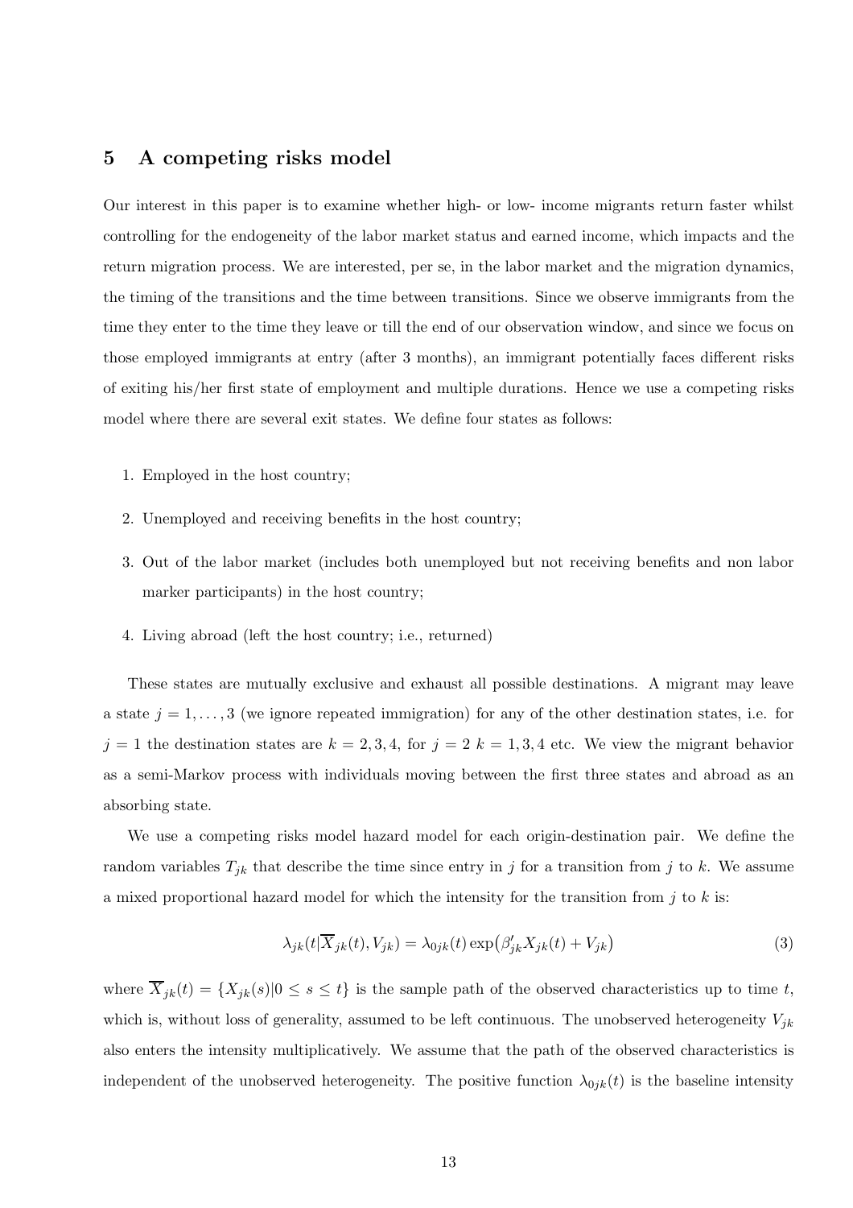## 5 A competing risks model

Our interest in this paper is to examine whether high- or low- income migrants return faster whilst controlling for the endogeneity of the labor market status and earned income, which impacts and the return migration process. We are interested, per se, in the labor market and the migration dynamics, the timing of the transitions and the time between transitions. Since we observe immigrants from the time they enter to the time they leave or till the end of our observation window, and since we focus on those employed immigrants at entry (after 3 months), an immigrant potentially faces different risks of exiting his/her first state of employment and multiple durations. Hence we use a competing risks model where there are several exit states. We define four states as follows:

1. Employed in the host country;
2. Unemployed and receiving benefits in the host country;
3. Out of the labor market (includes both unemployed but not receiving benefits and non labor marker participants) in the host country;
4. Living abroad (left the host country; i.e., returned)

These states are mutually exclusive and exhaust all possible destinations. A migrant may leave a state $j = 1, \ldots, 3$ (we ignore repeated immigration) for any of the other destination states, i.e. for $j = 1$ the destination states are $k = 2, 3, 4$, for $j = 2$ $k = 1, 3, 4$ etc. We view the migrant behavior as a semi-Markov process with individuals moving between the first three states and abroad as an absorbing state.

We use a competing risks model hazard model for each origin-destination pair. We define the random variables $T_{jk}$ that describe the time since entry in $j$ for a transition from $j$ to $k$. We assume a mixed proportional hazard model for which the intensity for the transition from $j$ to $k$ is:

$$\lambda_{jk}(t|\overline{X}_{jk}(t), V_{jk}) = \lambda_{0jk}(t) \exp\bigl(\beta'_{jk} X_{jk}(t) + V_{jk}\bigr) \tag{3}$$

where $\overline{X}_{jk}(t) = \{X_{jk}(s)|0 \leq s \leq t\}$ is the sample path of the observed characteristics up to time $t$, which is, without loss of generality, assumed to be left continuous. The unobserved heterogeneity $V_{jk}$ also enters the intensity multiplicatively. We assume that the path of the observed characteristics is independent of the unobserved heterogeneity. The positive function $\lambda_{0jk}(t)$ is the baseline intensity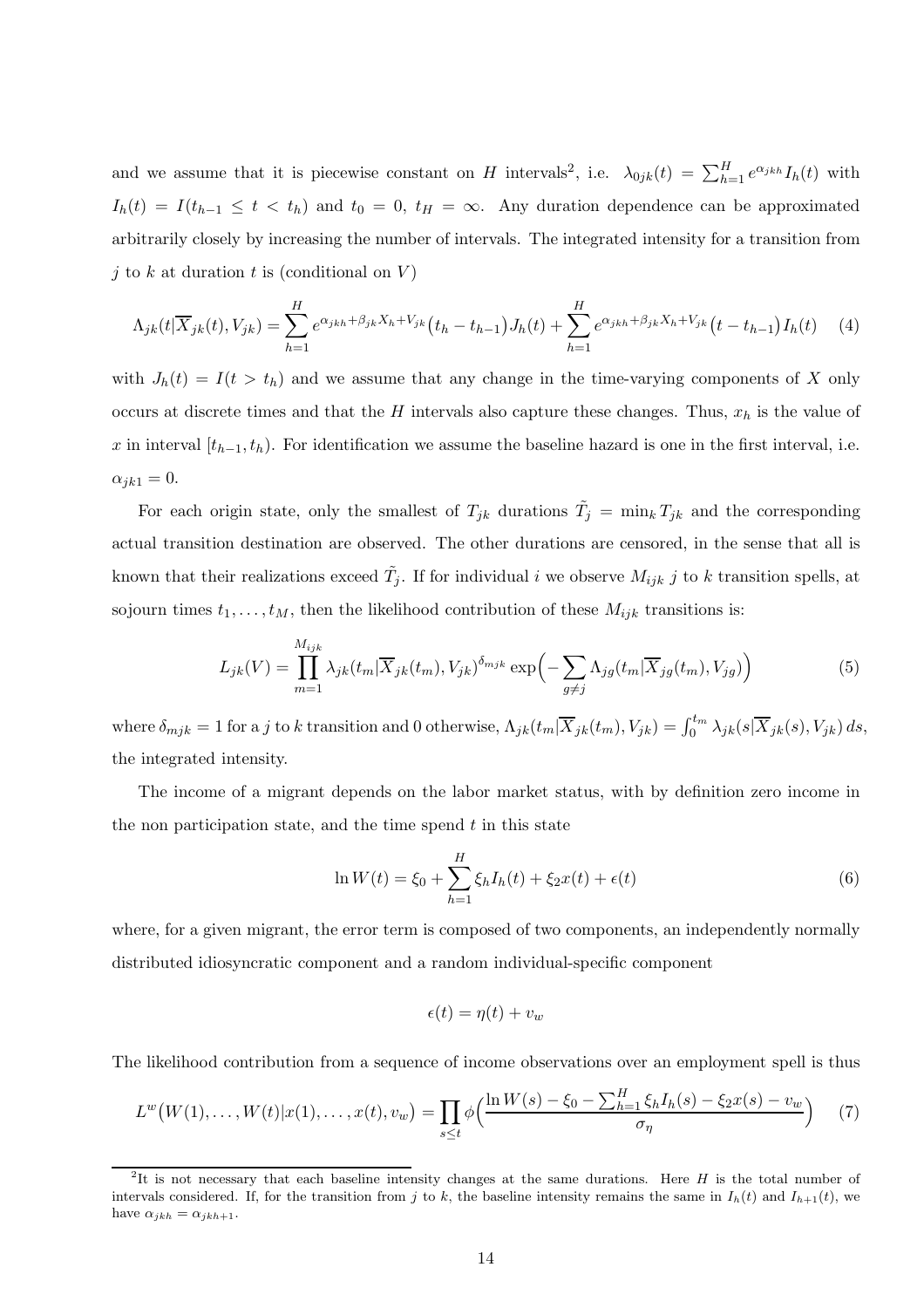and we assume that it is piecewise constant on $H$ intervals[2], i.e. $\lambda_{0jk}(t) = \sum_{h=1}^{H} e^{\alpha_{jkh}} I_h(t)$ with $I_h(t) = I(t_{h-1} \leq t < t_h)$ and $t_0 = 0$, $t_H = \infty$. Any duration dependence can be approximated arbitrarily closely by increasing the number of intervals. The integrated intensity for a transition from $j$ to $k$ at duration $t$ is (conditional on $V$)

$$\Lambda_{jk}(t|\overline{X}_{jk}(t), V_{jk}) = \sum_{h=1}^{H} e^{\alpha_{jkh}+\beta_{jk}X_h+V_{jk}}\big(t_h - t_{h-1}\big)J_h(t) + \sum_{h=1}^{H} e^{\alpha_{jkh}+\beta_{jk}X_h+V_{jk}}\big(t - t_{h-1}\big)I_h(t) \quad (4)$$

with $J_h(t) = I(t > t_h)$ and we assume that any change in the time-varying components of $X$ only occurs at discrete times and that the $H$ intervals also capture these changes. Thus, $x_h$ is the value of $x$ in interval $[t_{h-1}, t_h)$. For identification we assume the baseline hazard is one in the first interval, i.e. $\alpha_{jk1} = 0$.

For each origin state, only the smallest of $T_{jk}$ durations $\tilde{T}_j = \min_k T_{jk}$ and the corresponding actual transition destination are observed. The other durations are censored, in the sense that all is known that their realizations exceed $\tilde{T}_j$. If for individual $i$ we observe $M_{ijk}$ $j$ to $k$ transition spells, at sojourn times $t_1, \ldots, t_M$, then the likelihood contribution of these $M_{ijk}$ transitions is:

$$L_{jk}(V) = \prod_{m=1}^{M_{ijk}} \lambda_{jk}(t_m|\overline{X}_{jk}(t_m), V_{jk})^{\delta_{mjk}} \exp\Big(-\sum_{g\neq j} \Lambda_{jg}(t_m|\overline{X}_{jg}(t_m), V_{jg})\Big) \quad (5)$$

where $\delta_{mjk} = 1$ for a $j$ to $k$ transition and 0 otherwise, $\Lambda_{jk}(t_m|\overline{X}_{jk}(t_m), V_{jk}) = \int_0^{t_m} \lambda_{jk}(s|\overline{X}_{jk}(s), V_{jk})\, ds$, the integrated intensity.

The income of a migrant depends on the labor market status, with by definition zero income in the non participation state, and the time spend $t$ in this state

$$\ln W(t) = \xi_0 + \sum_{h=1}^{H} \xi_h I_h(t) + \xi_2 x(t) + \epsilon(t) \quad (6)$$

where, for a given migrant, the error term is composed of two components, an independently normally distributed idiosyncratic component and a random individual-specific component

$$\epsilon(t) = \eta(t) + v_w$$

The likelihood contribution from a sequence of income observations over an employment spell is thus

$$L^w\big(W(1), \ldots, W(t)|x(1), \ldots, x(t), v_w\big) = \prod_{s\leq t} \phi\Big(\frac{\ln W(s) - \xi_0 - \sum_{h=1}^{H} \xi_h I_h(s) - \xi_2 x(s) - v_w}{\sigma_\eta}\Big) \quad (7)$$

[2]It is not necessary that each baseline intensity changes at the same durations. Here $H$ is the total number of intervals considered. If, for the transition from $j$ to $k$, the baseline intensity remains the same in $I_h(t)$ and $I_{h+1}(t)$, we have $\alpha_{jkh} = \alpha_{jkh+1}$.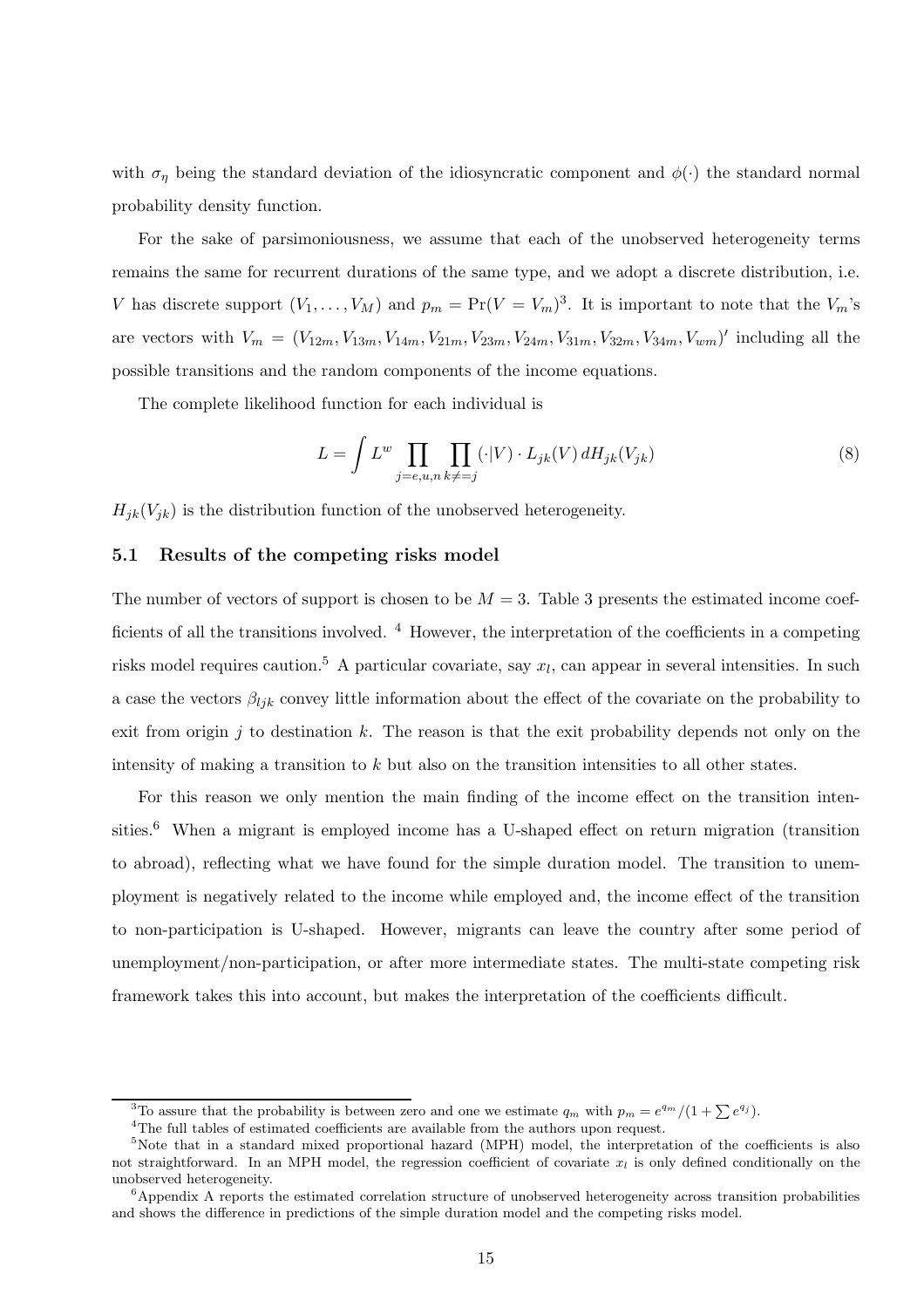with $\sigma_\eta$ being the standard deviation of the idiosyncratic component and $\phi(\cdot)$ the standard normal probability density function.

For the sake of parsimoniousness, we assume that each of the unobserved heterogeneity terms remains the same for recurrent durations of the same type, and we adopt a discrete distribution, i.e. $V$ has discrete support $(V_1, \ldots, V_M)$ and $p_m = \Pr(V = V_m)$[3]. It is important to note that the $V_m$'s are vectors with $V_m = (V_{12m}, V_{13m}, V_{14m}, V_{21m}, V_{23m}, V_{24m}, V_{31m}, V_{32m}, V_{34m}, V_{wm})'$ including all the possible transitions and the random components of the income equations.

The complete likelihood function for each individual is

$$L = \int L^w \prod_{j=e,u,n} \prod_{k \neq = j} (\cdot|V) \cdot L_{jk}(V)\, dH_{jk}(V_{jk}) \tag{8}$$

$H_{jk}(V_{jk})$ is the distribution function of the unobserved heterogeneity.

### 5.1 Results of the competing risks model

The number of vectors of support is chosen to be $M = 3$. Table 3 presents the estimated income coefficients of all the transitions involved. [4] However, the interpretation of the coefficients in a competing risks model requires caution.[5] A particular covariate, say $x_l$, can appear in several intensities. In such a case the vectors $\beta_{ljk}$ convey little information about the effect of the covariate on the probability to exit from origin $j$ to destination $k$. The reason is that the exit probability depends not only on the intensity of making a transition to $k$ but also on the transition intensities to all other states.

For this reason we only mention the main finding of the income effect on the transition intensities.[6] When a migrant is employed income has a U-shaped effect on return migration (transition to abroad), reflecting what we have found for the simple duration model. The transition to unemployment is negatively related to the income while employed and, the income effect of the transition to non-participation is U-shaped. However, migrants can leave the country after some period of unemployment/non-participation, or after more intermediate states. The multi-state competing risk framework takes this into account, but makes the interpretation of the coefficients difficult.

---

[3] To assure that the probability is between zero and one we estimate $q_m$ with $p_m = e^{q_m}/(1 + \sum e^{q_j})$.

[4] The full tables of estimated coefficients are available from the authors upon request.

[5] Note that in a standard mixed proportional hazard (MPH) model, the interpretation of the coefficients is also not straightforward. In an MPH model, the regression coefficient of covariate $x_l$ is only defined conditionally on the unobserved heterogeneity.

[6] Appendix A reports the estimated correlation structure of unobserved heterogeneity across transition probabilities and shows the difference in predictions of the simple duration model and the competing risks model.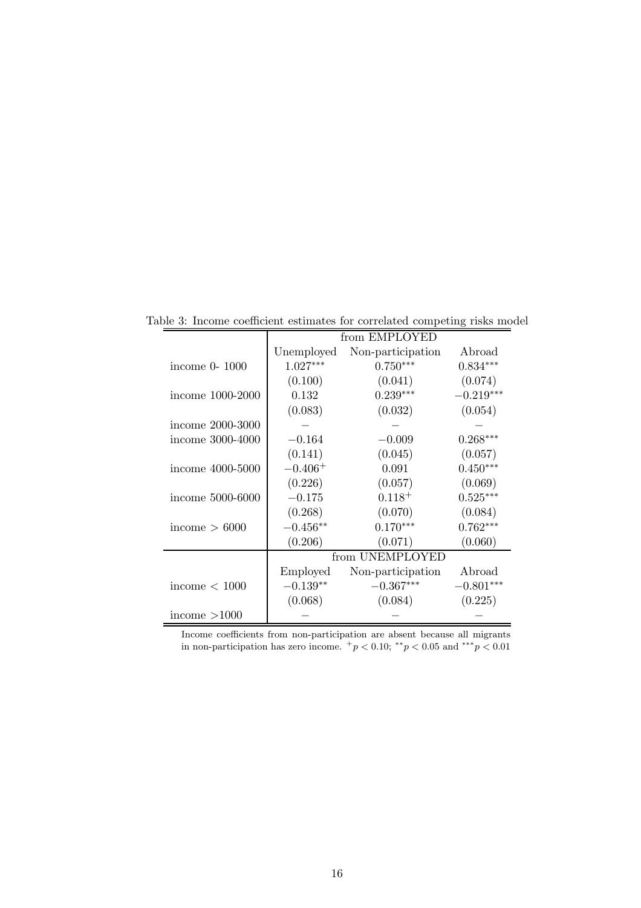Table 3: Income coefficient estimates for correlated competing risks model

| | from EMPLOYED | | |
|---|---|---|---|
| | Unemployed | Non-participation | Abroad |
| income 0- 1000 | $1.027^{***}$ | $0.750^{***}$ | $0.834^{***}$ |
| | (0.100) | (0.041) | (0.074) |
| income 1000-2000 | 0.132 | $0.239^{***}$ | $-0.219^{***}$ |
| | (0.083) | (0.032) | (0.054) |
| income 2000-3000 | – | – | – |
| income 3000-4000 | $-0.164$ | $-0.009$ | $0.268^{***}$ |
| | (0.141) | (0.045) | (0.057) |
| income 4000-5000 | $-0.406^{+}$ | 0.091 | $0.450^{***}$ |
| | (0.226) | (0.057) | (0.069) |
| income 5000-6000 | $-0.175$ | $0.118^{+}$ | $0.525^{***}$ |
| | (0.268) | (0.070) | (0.084) |
| income $> 6000$ | $-0.456^{**}$ | $0.170^{***}$ | $0.762^{***}$ |
| | (0.206) | (0.071) | (0.060) |
| | **from UNEMPLOYED** | | |
| | Employed | Non-participation | Abroad |
| income $< 1000$ | $-0.139^{**}$ | $-0.367^{***}$ | $-0.801^{***}$ |
| | (0.068) | (0.084) | (0.225) |
| income $>1000$ | – | – | – |

Income coefficients from non-participation are absent because all migrants in non-participation has zero income. $^{+}p < 0.10$; $^{**}p < 0.05$ and $^{***}p < 0.01$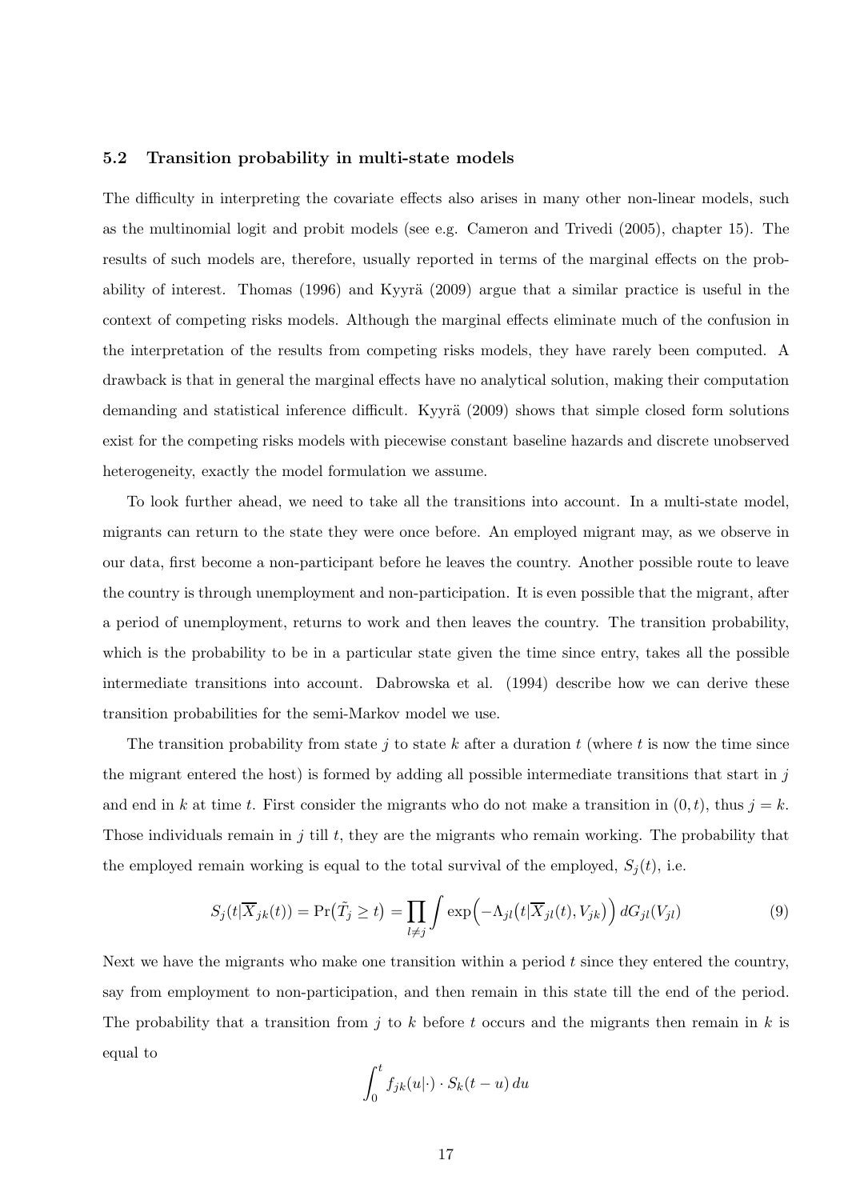### 5.2 Transition probability in multi-state models

The difficulty in interpreting the covariate effects also arises in many other non-linear models, such as the multinomial logit and probit models (see e.g. Cameron and Trivedi (2005), chapter 15). The results of such models are, therefore, usually reported in terms of the marginal effects on the probability of interest. Thomas (1996) and Kyyrä (2009) argue that a similar practice is useful in the context of competing risks models. Although the marginal effects eliminate much of the confusion in the interpretation of the results from competing risks models, they have rarely been computed. A drawback is that in general the marginal effects have no analytical solution, making their computation demanding and statistical inference difficult. Kyyrä (2009) shows that simple closed form solutions exist for the competing risks models with piecewise constant baseline hazards and discrete unobserved heterogeneity, exactly the model formulation we assume.

To look further ahead, we need to take all the transitions into account. In a multi-state model, migrants can return to the state they were once before. An employed migrant may, as we observe in our data, first become a non-participant before he leaves the country. Another possible route to leave the country is through unemployment and non-participation. It is even possible that the migrant, after a period of unemployment, returns to work and then leaves the country. The transition probability, which is the probability to be in a particular state given the time since entry, takes all the possible intermediate transitions into account. Dabrowska et al. (1994) describe how we can derive these transition probabilities for the semi-Markov model we use.

The transition probability from state $j$ to state $k$ after a duration $t$ (where $t$ is now the time since the migrant entered the host) is formed by adding all possible intermediate transitions that start in $j$ and end in $k$ at time $t$. First consider the migrants who do not make a transition in $(0, t)$, thus $j = k$. Those individuals remain in $j$ till $t$, they are the migrants who remain working. The probability that the employed remain working is equal to the total survival of the employed, $S_j(t)$, i.e.

$$S_j(t|\overline{X}_{jk}(t)) = \Pr\big(\tilde{T}_j \geq t\big) = \prod_{l \neq j} \int \exp\Big(-\Lambda_{jl}\big(t|\overline{X}_{jl}(t), V_{jk}\big)\Big)\, dG_{jl}(V_{jl}) \tag{9}$$

Next we have the migrants who make one transition within a period $t$ since they entered the country, say from employment to non-participation, and then remain in this state till the end of the period. The probability that a transition from $j$ to $k$ before $t$ occurs and the migrants then remain in $k$ is equal to

$$\int_0^t f_{jk}(u|\cdot) \cdot S_k(t-u)\, du$$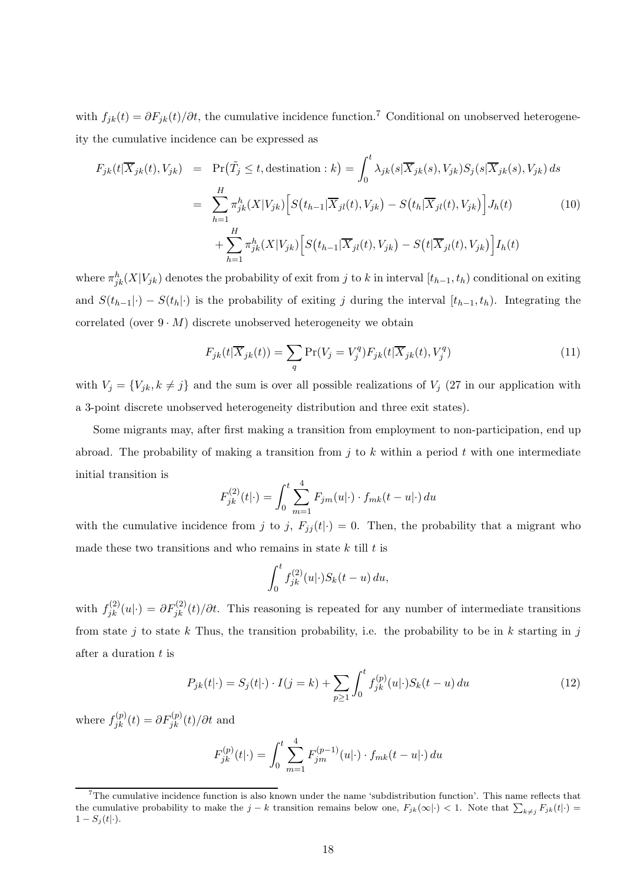with $f_{jk}(t) = \partial F_{jk}(t)/\partial t$, the cumulative incidence function.[7] Conditional on unobserved heterogeneity the cumulative incidence can be expressed as

$$
\begin{aligned}
F_{jk}(t|\overline{X}_{jk}(t), V_{jk}) &= \Pr\big(\tilde{T}_j \leq t, \text{destination} : k\big) = \int_0^t \lambda_{jk}(s|\overline{X}_{jk}(s), V_{jk}) S_j(s|\overline{X}_{jk}(s), V_{jk})\, ds \\
&= \sum_{h=1}^{H} \pi_{jk}^{h}(X|V_{jk}) \Big[ S\big(t_{h-1}|\overline{X}_{jl}(t), V_{jk}\big) - S\big(t_h|\overline{X}_{jl}(t), V_{jk}\big) \Big] J_h(t) \\
&\quad + \sum_{h=1}^{H} \pi_{jk}^{h}(X|V_{jk}) \Big[ S\big(t_{h-1}|\overline{X}_{jl}(t), V_{jk}\big) - S\big(t|\overline{X}_{jl}(t), V_{jk}\big) \Big] I_h(t)
\end{aligned}
\tag{10}
$$

where $\pi_{jk}^{h}(X|V_{jk})$ denotes the probability of exit from $j$ to $k$ in interval $[t_{h-1}, t_h)$ conditional on exiting and $S(t_{h-1}|\cdot) - S(t_h|\cdot)$ is the probability of exiting $j$ during the interval $[t_{h-1}, t_h)$. Integrating the correlated (over $9 \cdot M$) discrete unobserved heterogeneity we obtain

$$
F_{jk}(t|\overline{X}_{jk}(t)) = \sum_{q} \Pr(V_j = V_j^q) F_{jk}(t|\overline{X}_{jk}(t), V_j^q) \tag{11}
$$

with $V_j = \{V_{jk}, k \neq j\}$ and the sum is over all possible realizations of $V_j$ (27 in our application with a 3-point discrete unobserved heterogeneity distribution and three exit states).

Some migrants may, after first making a transition from employment to non-participation, end up abroad. The probability of making a transition from $j$ to $k$ within a period $t$ with one intermediate initial transition is

$$
F_{jk}^{(2)}(t|\cdot) = \int_0^t \sum_{m=1}^{4} F_{jm}(u|\cdot) \cdot f_{mk}(t-u|\cdot)\, du
$$

with the cumulative incidence from $j$ to $j$, $F_{jj}(t|\cdot) = 0$. Then, the probability that a migrant who made these two transitions and who remains in state $k$ till $t$ is

$$
\int_0^t f_{jk}^{(2)}(u|\cdot) S_k(t-u)\, du,
$$

with $f_{jk}^{(2)}(u|\cdot) = \partial F_{jk}^{(2)}(t)/\partial t$. This reasoning is repeated for any number of intermediate transitions from state $j$ to state $k$ Thus, the transition probability, i.e. the probability to be in $k$ starting in $j$ after a duration $t$ is

$$
P_{jk}(t|\cdot) = S_j(t|\cdot) \cdot I(j = k) + \sum_{p \geq 1} \int_0^t f_{jk}^{(p)}(u|\cdot) S_k(t-u)\, du \tag{12}
$$

where $f_{jk}^{(p)}(t) = \partial F_{jk}^{(p)}(t)/\partial t$ and

$$
F_{jk}^{(p)}(t|\cdot) = \int_0^t \sum_{m=1}^{4} F_{jm}^{(p-1)}(u|\cdot) \cdot f_{mk}(t-u|\cdot)\, du
$$

[7] The cumulative incidence function is also known under the name 'subdistribution function'. This name reflects that the cumulative probability to make the $j-k$ transition remains below one, $F_{jk}(\infty|\cdot) < 1$. Note that $\sum_{k \neq j} F_{jk}(t|\cdot) = 1 - S_j(t|\cdot)$.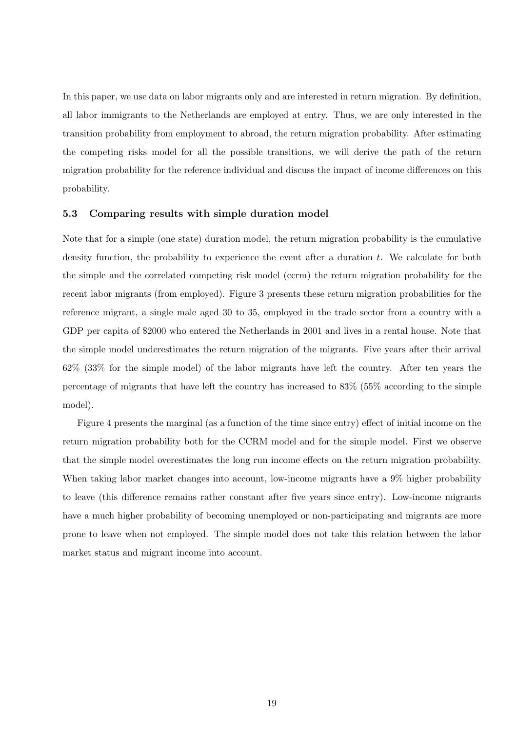In this paper, we use data on labor migrants only and are interested in return migration. By definition, all labor immigrants to the Netherlands are employed at entry. Thus, we are only interested in the transition probability from employment to abroad, the return migration probability. After estimating the competing risks model for all the possible transitions, we will derive the path of the return migration probability for the reference individual and discuss the impact of income differences on this probability.

### 5.3 Comparing results with simple duration model

Note that for a simple (one state) duration model, the return migration probability is the cumulative density function, the probability to experience the event after a duration $t$. We calculate for both the simple and the correlated competing risk model (ccrm) the return migration probability for the recent labor migrants (from employed). Figure 3 presents these return migration probabilities for the reference migrant, a single male aged 30 to 35, employed in the trade sector from a country with a GDP per capita of $2000 who entered the Netherlands in 2001 and lives in a rental house. Note that the simple model underestimates the return migration of the migrants. Five years after their arrival 62% (33% for the simple model) of the labor migrants have left the country. After ten years the percentage of migrants that have left the country has increased to 83% (55% according to the simple model).

Figure 4 presents the marginal (as a function of the time since entry) effect of initial income on the return migration probability both for the CCRM model and for the simple model. First we observe that the simple model overestimates the long run income effects on the return migration probability. When taking labor market changes into account, low-income migrants have a 9% higher probability to leave (this difference remains rather constant after five years since entry). Low-income migrants have a much higher probability of becoming unemployed or non-participating and migrants are more prone to leave when not employed. The simple model does not take this relation between the labor market status and migrant income into account.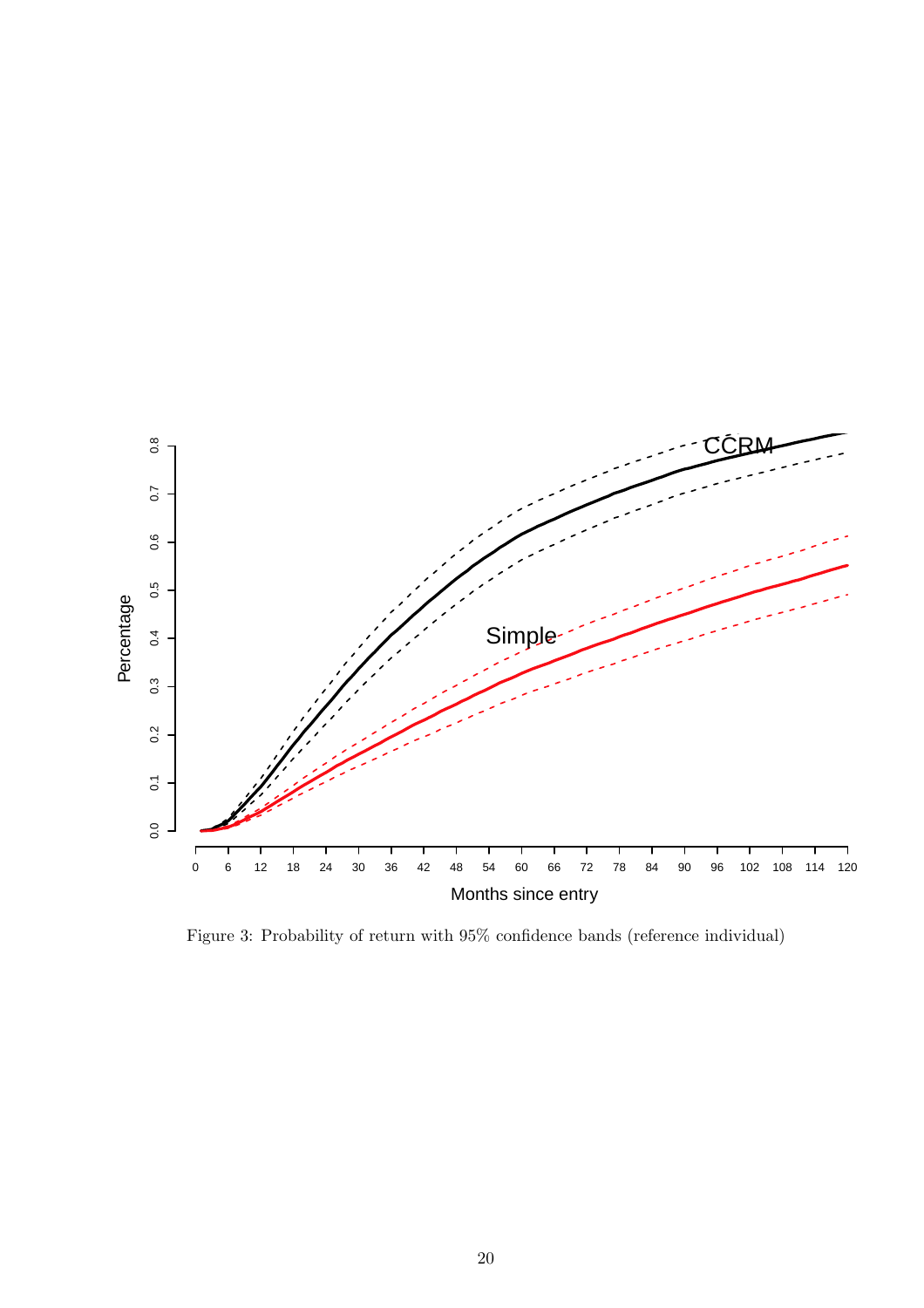Figure 3: Probability of return with 95% confidence bands (reference individual)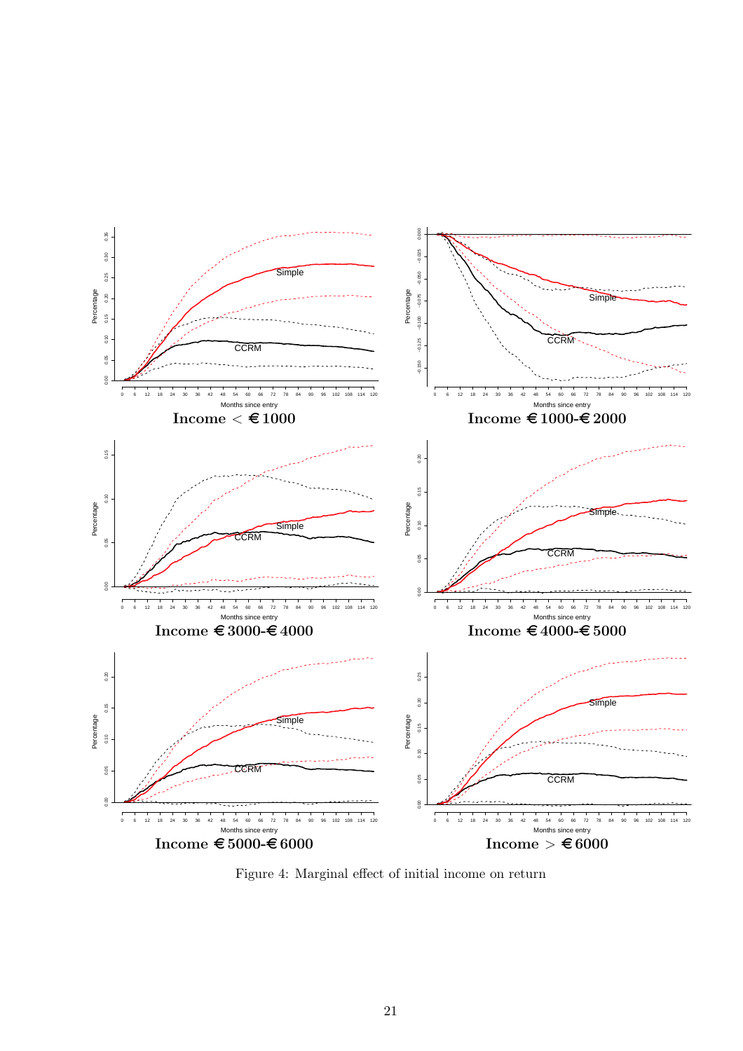Income < €1000

Income €1000-€2000

Income €3000-€4000

Income €4000-€5000

Income €5000-€6000

Income > €6000

Figure 4: Marginal effect of initial income on return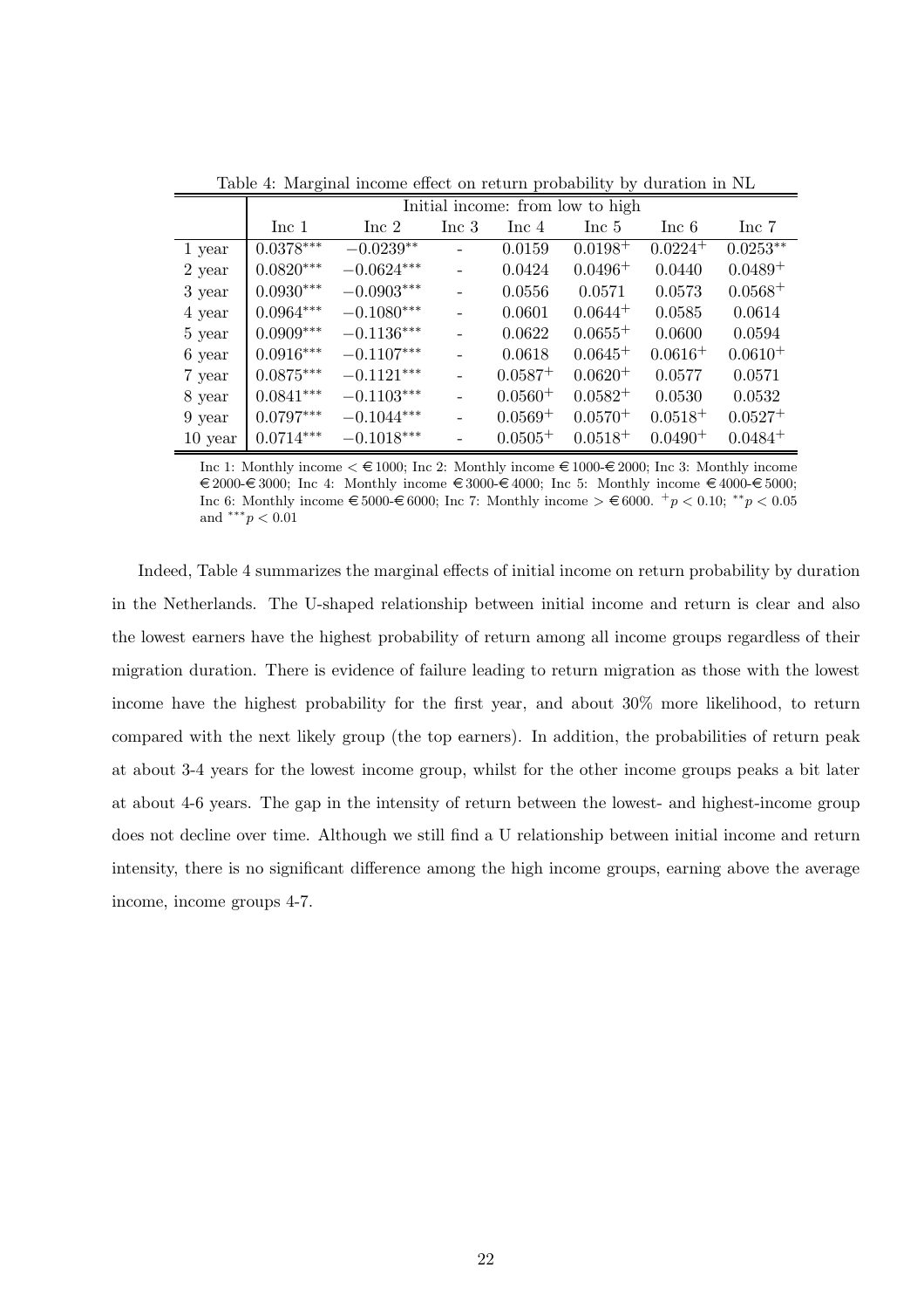Table 4: Marginal income effect on return probability by duration in NL

| | Initial income: from low to high | | | | | | |
|---|---|---|---|---|---|---|---|
| | Inc 1 | Inc 2 | Inc 3 | Inc 4 | Inc 5 | Inc 6 | Inc 7 |
| 1 year | $0.0378^{***}$ | $-0.0239^{**}$ | - | 0.0159 | $0.0198^{+}$ | $0.0224^{+}$ | $0.0253^{**}$ |
| 2 year | $0.0820^{***}$ | $-0.0624^{***}$ | - | 0.0424 | $0.0496^{+}$ | 0.0440 | $0.0489^{+}$ |
| 3 year | $0.0930^{***}$ | $-0.0903^{***}$ | - | 0.0556 | 0.0571 | 0.0573 | $0.0568^{+}$ |
| 4 year | $0.0964^{***}$ | $-0.1080^{***}$ | - | 0.0601 | $0.0644^{+}$ | 0.0585 | 0.0614 |
| 5 year | $0.0909^{***}$ | $-0.1136^{***}$ | - | 0.0622 | $0.0655^{+}$ | 0.0600 | 0.0594 |
| 6 year | $0.0916^{***}$ | $-0.1107^{***}$ | - | 0.0618 | $0.0645^{+}$ | $0.0616^{+}$ | $0.0610^{+}$ |
| 7 year | $0.0875^{***}$ | $-0.1121^{***}$ | - | $0.0587^{+}$ | $0.0620^{+}$ | 0.0577 | 0.0571 |
| 8 year | $0.0841^{***}$ | $-0.1103^{***}$ | - | $0.0560^{+}$ | $0.0582^{+}$ | 0.0530 | 0.0532 |
| 9 year | $0.0797^{***}$ | $-0.1044^{***}$ | - | $0.0569^{+}$ | $0.0570^{+}$ | $0.0518^{+}$ | $0.0527^{+}$ |
| 10 year | $0.0714^{***}$ | $-0.1018^{***}$ | - | $0.0505^{+}$ | $0.0518^{+}$ | $0.0490^{+}$ | $0.0484^{+}$ |

Inc 1: Monthly income < €1000; Inc 2: Monthly income €1000-€2000; Inc 3: Monthly income €2000-€3000; Inc 4: Monthly income €3000-€4000; Inc 5: Monthly income €4000-€5000; Inc 6: Monthly income €5000-€6000; Inc 7: Monthly income > €6000. $^{+}p < 0.10$; $^{**}p < 0.05$ and $^{***}p < 0.01$

Indeed, Table 4 summarizes the marginal effects of initial income on return probability by duration in the Netherlands. The U-shaped relationship between initial income and return is clear and also the lowest earners have the highest probability of return among all income groups regardless of their migration duration. There is evidence of failure leading to return migration as those with the lowest income have the highest probability for the first year, and about 30% more likelihood, to return compared with the next likely group (the top earners). In addition, the probabilities of return peak at about 3-4 years for the lowest income group, whilst for the other income groups peaks a bit later at about 4-6 years. The gap in the intensity of return between the lowest- and highest-income group does not decline over time. Although we still find a U relationship between initial income and return intensity, there is no significant difference among the high income groups, earning above the average income, income groups 4-7.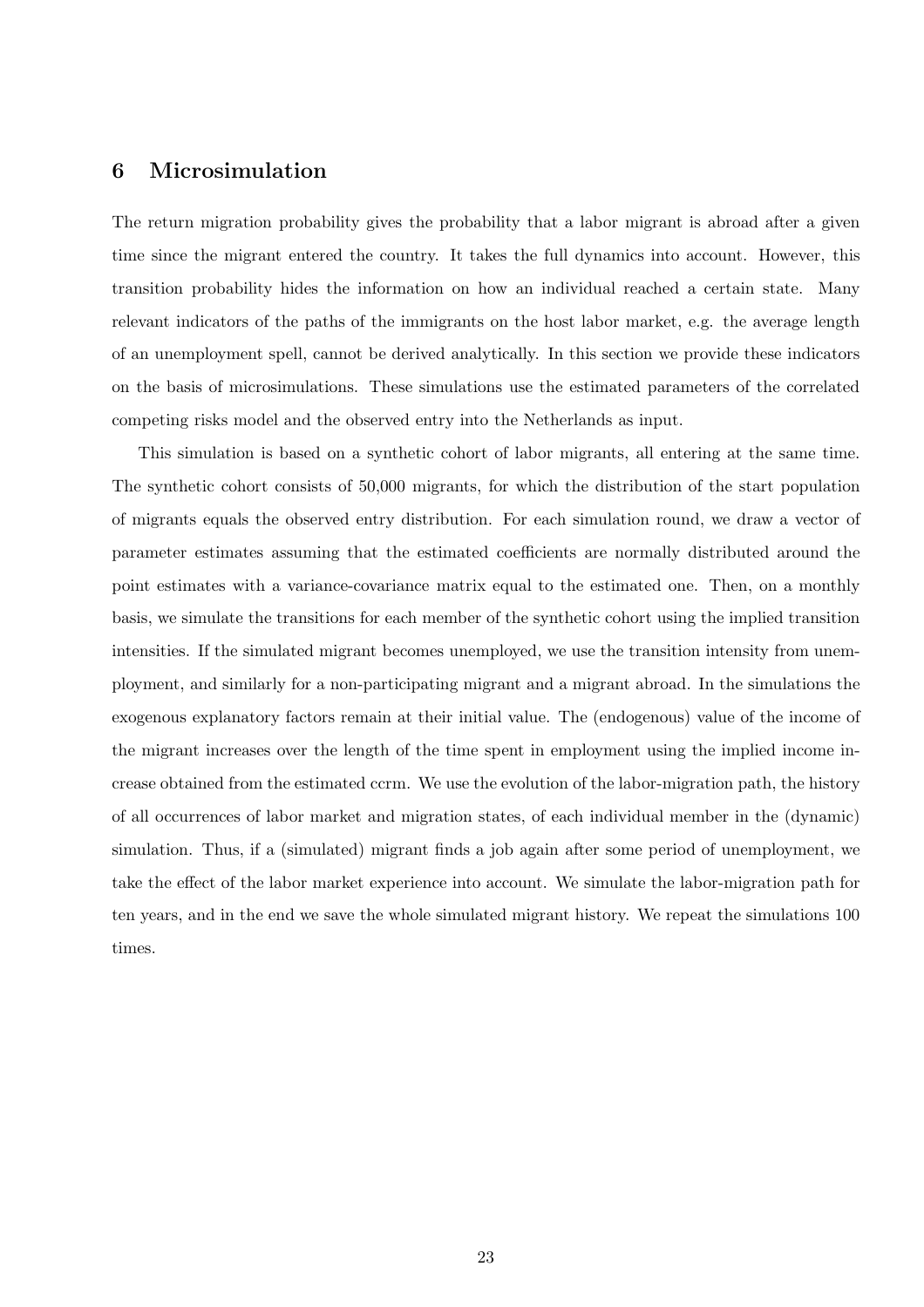## 6 Microsimulation

The return migration probability gives the probability that a labor migrant is abroad after a given time since the migrant entered the country. It takes the full dynamics into account. However, this transition probability hides the information on how an individual reached a certain state. Many relevant indicators of the paths of the immigrants on the host labor market, e.g. the average length of an unemployment spell, cannot be derived analytically. In this section we provide these indicators on the basis of microsimulations. These simulations use the estimated parameters of the correlated competing risks model and the observed entry into the Netherlands as input.

This simulation is based on a synthetic cohort of labor migrants, all entering at the same time. The synthetic cohort consists of 50,000 migrants, for which the distribution of the start population of migrants equals the observed entry distribution. For each simulation round, we draw a vector of parameter estimates assuming that the estimated coefficients are normally distributed around the point estimates with a variance-covariance matrix equal to the estimated one. Then, on a monthly basis, we simulate the transitions for each member of the synthetic cohort using the implied transition intensities. If the simulated migrant becomes unemployed, we use the transition intensity from unemployment, and similarly for a non-participating migrant and a migrant abroad. In the simulations the exogenous explanatory factors remain at their initial value. The (endogenous) value of the income of the migrant increases over the length of the time spent in employment using the implied income increase obtained from the estimated ccrm. We use the evolution of the labor-migration path, the history of all occurrences of labor market and migration states, of each individual member in the (dynamic) simulation. Thus, if a (simulated) migrant finds a job again after some period of unemployment, we take the effect of the labor market experience into account. We simulate the labor-migration path for ten years, and in the end we save the whole simulated migrant history. We repeat the simulations 100 times.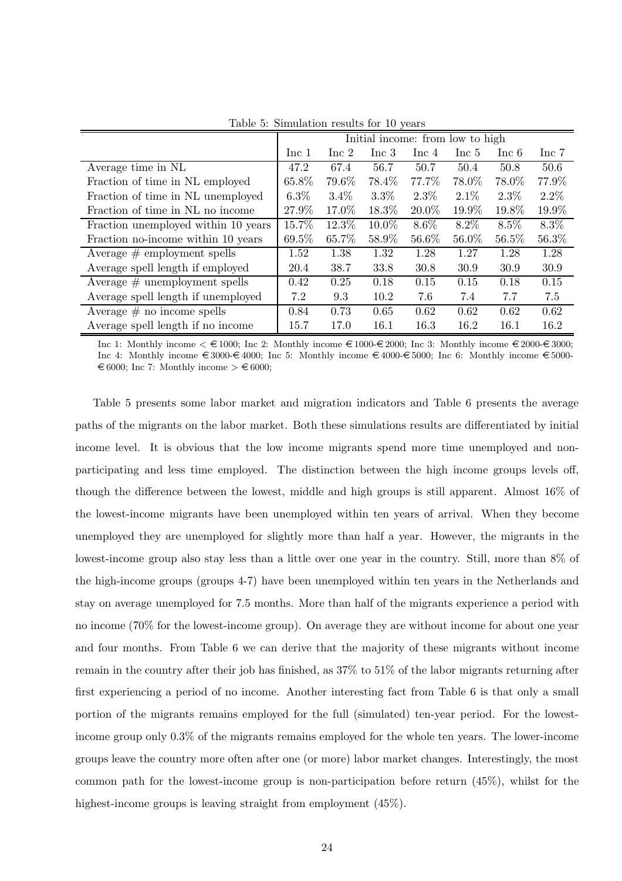Table 5: Simulation results for 10 years

| | Initial income: from low to high | | | | | | |
|---|---|---|---|---|---|---|---|
| | Inc 1 | Inc 2 | Inc 3 | Inc 4 | Inc 5 | Inc 6 | Inc 7 |
| Average time in NL | 47.2 | 67.4 | 56.7 | 50.7 | 50.4 | 50.8 | 50.6 |
| Fraction of time in NL employed | 65.8% | 79.6% | 78.4% | 77.7% | 78.0% | 78.0% | 77.9% |
| Fraction of time in NL unemployed | 6.3% | 3.4% | 3.3% | 2.3% | 2.1% | 2.3% | 2.2% |
| Fraction of time in NL no income | 27.9% | 17.0% | 18.3% | 20.0% | 19.9% | 19.8% | 19.9% |
| Fraction unemployed within 10 years | 15.7% | 12.3% | 10.0% | 8.6% | 8.2% | 8.5% | 8.3% |
| Fraction no-income within 10 years | 69.5% | 65.7% | 58.9% | 56.6% | 56.0% | 56.5% | 56.3% |
| Average # employment spells | 1.52 | 1.38 | 1.32 | 1.28 | 1.27 | 1.28 | 1.28 |
| Average spell length if employed | 20.4 | 38.7 | 33.8 | 30.8 | 30.9 | 30.9 | 30.9 |
| Average # unemployment spells | 0.42 | 0.25 | 0.18 | 0.15 | 0.15 | 0.18 | 0.15 |
| Average spell length if unemployed | 7.2 | 9.3 | 10.2 | 7.6 | 7.4 | 7.7 | 7.5 |
| Average # no income spells | 0.84 | 0.73 | 0.65 | 0.62 | 0.62 | 0.62 | 0.62 |
| Average spell length if no income | 15.7 | 17.0 | 16.1 | 16.3 | 16.2 | 16.1 | 16.2 |

Inc 1: Monthly income < €1000; Inc 2: Monthly income €1000-€2000; Inc 3: Monthly income €2000-€3000; Inc 4: Monthly income €3000-€4000; Inc 5: Monthly income €4000-€5000; Inc 6: Monthly income €5000-€6000; Inc 7: Monthly income > €6000;

Table 5 presents some labor market and migration indicators and Table 6 presents the average paths of the migrants on the labor market. Both these simulations results are differentiated by initial income level. It is obvious that the low income migrants spend more time unemployed and non-participating and less time employed. The distinction between the high income groups levels off, though the difference between the lowest, middle and high groups is still apparent. Almost 16% of the lowest-income migrants have been unemployed within ten years of arrival. When they become unemployed they are unemployed for slightly more than half a year. However, the migrants in the lowest-income group also stay less than a little over one year in the country. Still, more than 8% of the high-income groups (groups 4-7) have been unemployed within ten years in the Netherlands and stay on average unemployed for 7.5 months. More than half of the migrants experience a period with no income (70% for the lowest-income group). On average they are without income for about one year and four months. From Table 6 we can derive that the majority of these migrants without income remain in the country after their job has finished, as 37% to 51% of the labor migrants returning after first experiencing a period of no income. Another interesting fact from Table 6 is that only a small portion of the migrants remains employed for the full (simulated) ten-year period. For the lowest-income group only 0.3% of the migrants remains employed for the whole ten years. The lower-income groups leave the country more often after one (or more) labor market changes. Interestingly, the most common path for the lowest-income group is non-participation before return (45%), whilst for the highest-income groups is leaving straight from employment (45%).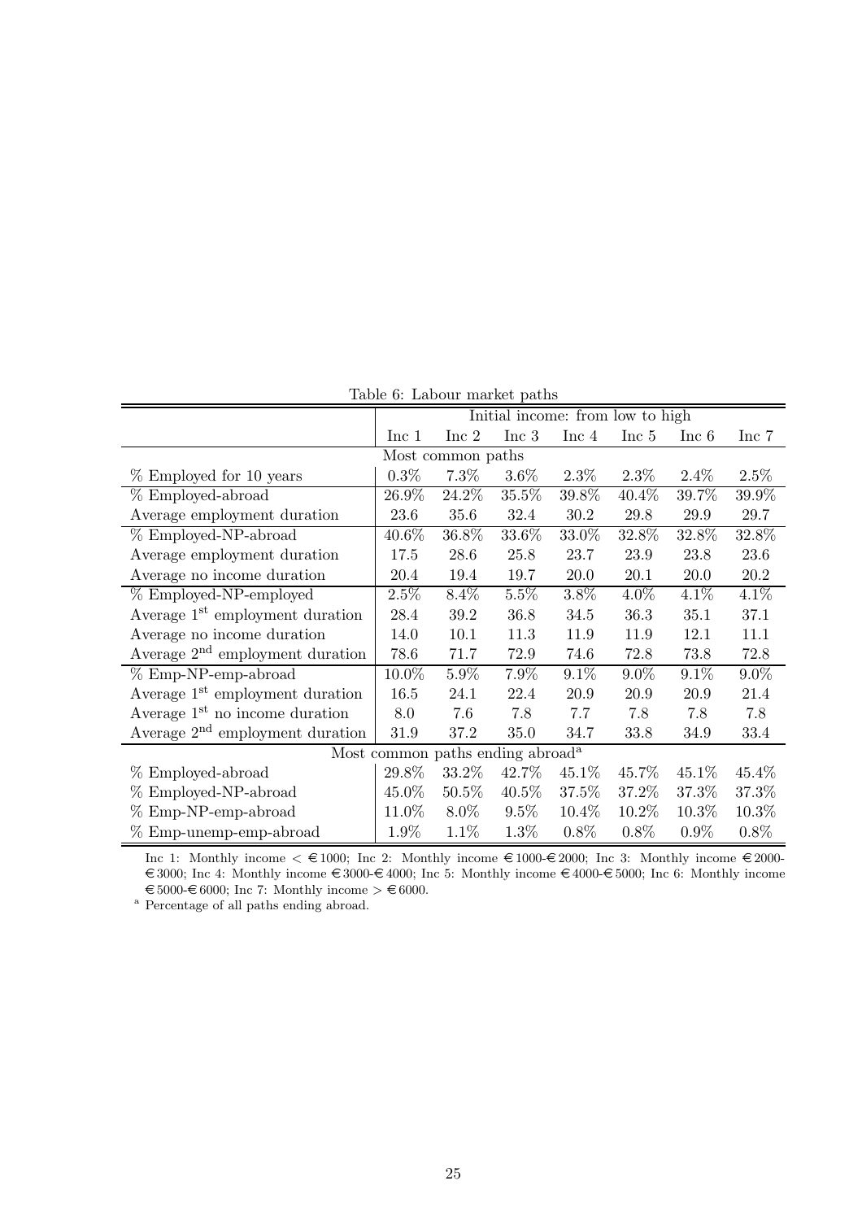Table 6: Labour market paths

| | Initial income: from low to high | | | | | | |
|---|---|---|---|---|---|---|---|
| | Inc 1 | Inc 2 | Inc 3 | Inc 4 | Inc 5 | Inc 6 | Inc 7 |
| Most common paths | | | | | | | |
| % Employed for 10 years | 0.3% | 7.3% | 3.6% | 2.3% | 2.3% | 2.4% | 2.5% |
| % Employed-abroad | 26.9% | 24.2% | 35.5% | 39.8% | 40.4% | 39.7% | 39.9% |
| Average employment duration | 23.6 | 35.6 | 32.4 | 30.2 | 29.8 | 29.9 | 29.7 |
| % Employed-NP-abroad | 40.6% | 36.8% | 33.6% | 33.0% | 32.8% | 32.8% | 32.8% |
| Average employment duration | 17.5 | 28.6 | 25.8 | 23.7 | 23.9 | 23.8 | 23.6 |
| Average no income duration | 20.4 | 19.4 | 19.7 | 20.0 | 20.1 | 20.0 | 20.2 |
| % Employed-NP-employed | 2.5% | 8.4% | 5.5% | 3.8% | 4.0% | 4.1% | 4.1% |
| Average 1st employment duration | 28.4 | 39.2 | 36.8 | 34.5 | 36.3 | 35.1 | 37.1 |
| Average no income duration | 14.0 | 10.1 | 11.3 | 11.9 | 11.9 | 12.1 | 11.1 |
| Average 2nd employment duration | 78.6 | 71.7 | 72.9 | 74.6 | 72.8 | 73.8 | 72.8 |
| % Emp-NP-emp-abroad | 10.0% | 5.9% | 7.9% | 9.1% | 9.0% | 9.1% | 9.0% |
| Average 1st employment duration | 16.5 | 24.1 | 22.4 | 20.9 | 20.9 | 20.9 | 21.4 |
| Average 1st no income duration | 8.0 | 7.6 | 7.8 | 7.7 | 7.8 | 7.8 | 7.8 |
| Average 2nd employment duration | 31.9 | 37.2 | 35.0 | 34.7 | 33.8 | 34.9 | 33.4 |
| Most common paths ending abroad[a] | | | | | | | |
| % Employed-abroad | 29.8% | 33.2% | 42.7% | 45.1% | 45.7% | 45.1% | 45.4% |
| % Employed-NP-abroad | 45.0% | 50.5% | 40.5% | 37.5% | 37.2% | 37.3% | 37.3% |
| % Emp-NP-emp-abroad | 11.0% | 8.0% | 9.5% | 10.4% | 10.2% | 10.3% | 10.3% |
| % Emp-unemp-emp-abroad | 1.9% | 1.1% | 1.3% | 0.8% | 0.8% | 0.9% | 0.8% |

Inc 1: Monthly income < €1000; Inc 2: Monthly income €1000-€2000; Inc 3: Monthly income €2000-€3000; Inc 4: Monthly income €3000-€4000; Inc 5: Monthly income €4000-€5000; Inc 6: Monthly income €5000-€6000; Inc 7: Monthly income > €6000.

[a] Percentage of all paths ending abroad.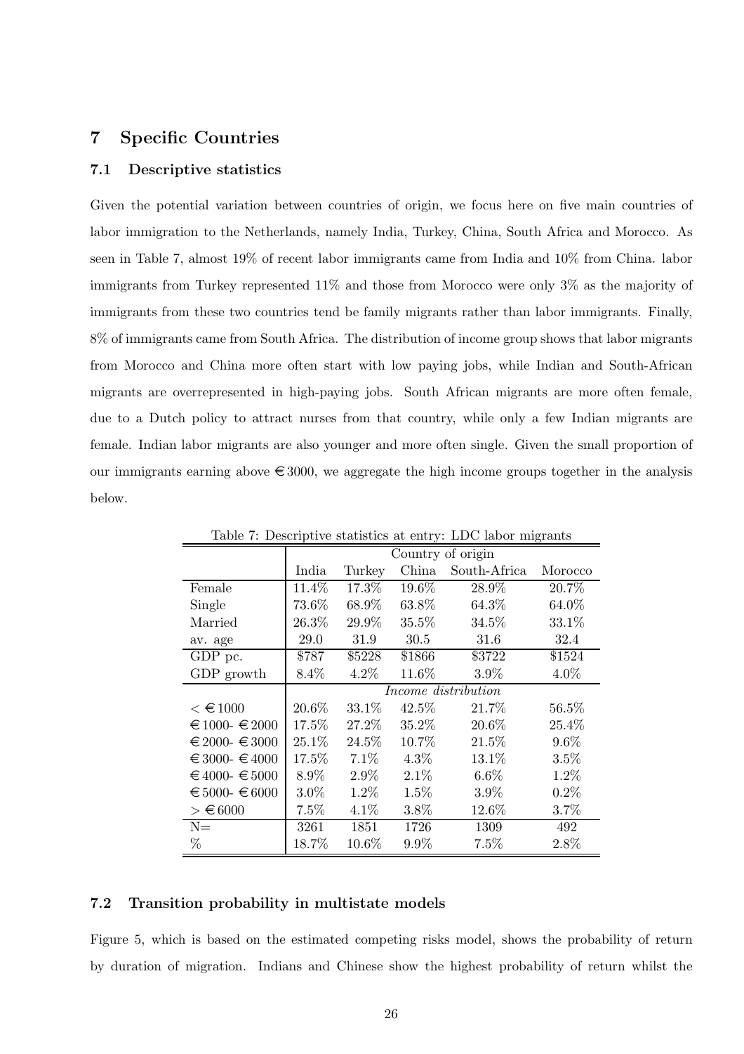## 7 Specific Countries

### 7.1 Descriptive statistics

Given the potential variation between countries of origin, we focus here on five main countries of labor immigration to the Netherlands, namely India, Turkey, China, South Africa and Morocco. As seen in Table 7, almost 19% of recent labor immigrants came from India and 10% from China. labor immigrants from Turkey represented 11% and those from Morocco were only 3% as the majority of immigrants from these two countries tend be family migrants rather than labor immigrants. Finally, 8% of immigrants came from South Africa. The distribution of income group shows that labor migrants from Morocco and China more often start with low paying jobs, while Indian and South-African migrants are overrepresented in high-paying jobs. South African migrants are more often female, due to a Dutch policy to attract nurses from that country, while only a few Indian migrants are female. Indian labor migrants are also younger and more often single. Given the small proportion of our immigrants earning above €3000, we aggregate the high income groups together in the analysis below.

Table 7: Descriptive statistics at entry: LDC labor migrants

| | Country of origin | | | | |
|---|---|---|---|---|---|
| | India | Turkey | China | South-Africa | Morocco |
| Female | 11.4% | 17.3% | 19.6% | 28.9% | 20.7% |
| Single | 73.6% | 68.9% | 63.8% | 64.3% | 64.0% |
| Married | 26.3% | 29.9% | 35.5% | 34.5% | 33.1% |
| av. age | 29.0 | 31.9 | 30.5 | 31.6 | 32.4 |
| GDP pc. | $787 | $5228 | $1866 | $3722 | $1524 |
| GDP growth | 8.4% | 4.2% | 11.6% | 3.9% | 4.0% |
| | *Income distribution* | | | | |
| < €1000 | 20.6% | 33.1% | 42.5% | 21.7% | 56.5% |
| €1000- €2000 | 17.5% | 27.2% | 35.2% | 20.6% | 25.4% |
| €2000- €3000 | 25.1% | 24.5% | 10.7% | 21.5% | 9.6% |
| €3000- €4000 | 17.5% | 7.1% | 4.3% | 13.1% | 3.5% |
| €4000- €5000 | 8.9% | 2.9% | 2.1% | 6.6% | 1.2% |
| €5000- €6000 | 3.0% | 1.2% | 1.5% | 3.9% | 0.2% |
| > €6000 | 7.5% | 4.1% | 3.8% | 12.6% | 3.7% |
| N= | 3261 | 1851 | 1726 | 1309 | 492 |
| % | 18.7% | 10.6% | 9.9% | 7.5% | 2.8% |

### 7.2 Transition probability in multistate models

Figure 5, which is based on the estimated competing risks model, shows the probability of return by duration of migration. Indians and Chinese show the highest probability of return whilst the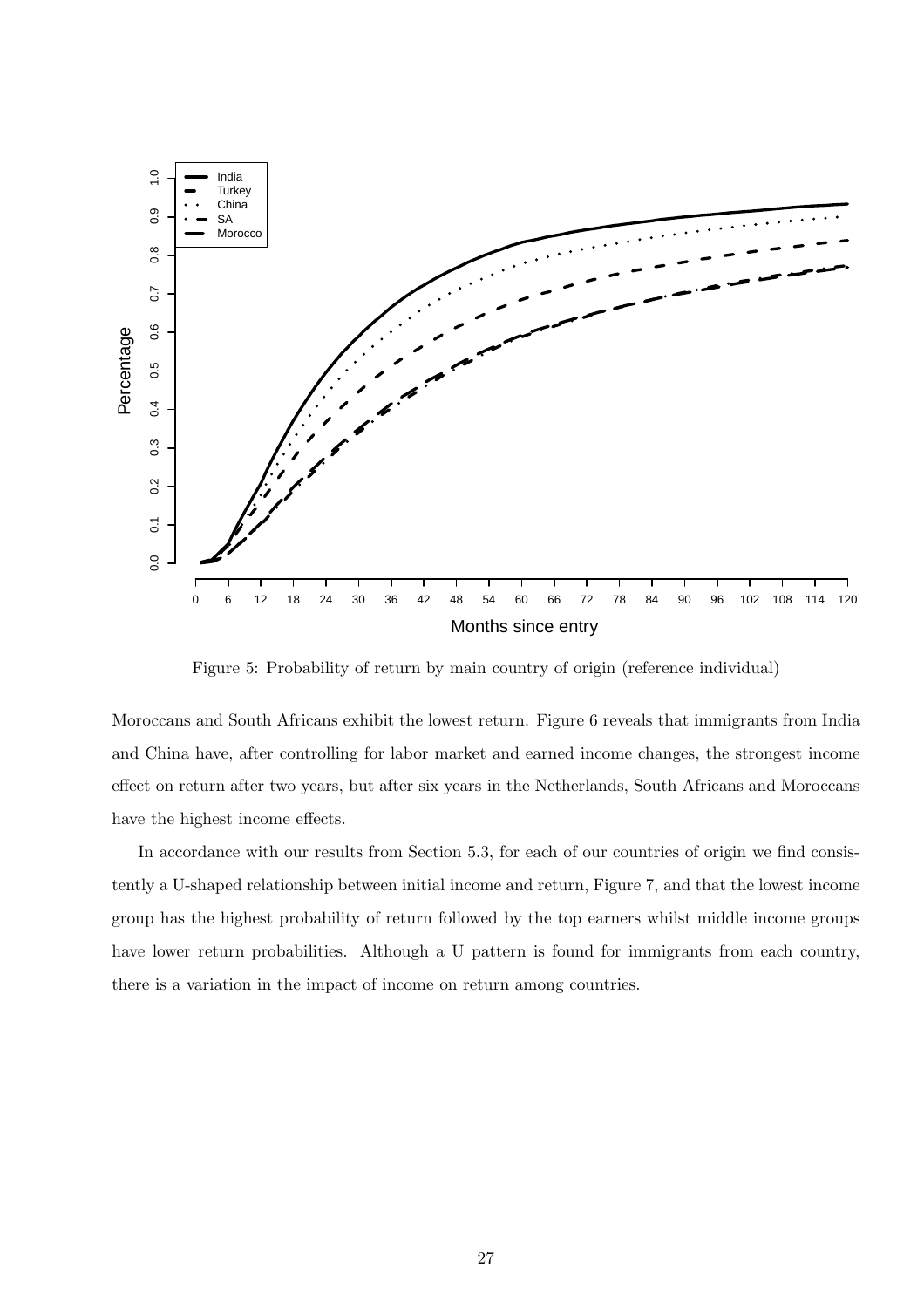Figure 5: Probability of return by main country of origin (reference individual)

Moroccans and South Africans exhibit the lowest return. Figure 6 reveals that immigrants from India and China have, after controlling for labor market and earned income changes, the strongest income effect on return after two years, but after six years in the Netherlands, South Africans and Moroccans have the highest income effects.

In accordance with our results from Section 5.3, for each of our countries of origin we find consistently a U-shaped relationship between initial income and return, Figure 7, and that the lowest income group has the highest probability of return followed by the top earners whilst middle income groups have lower return probabilities. Although a U pattern is found for immigrants from each country, there is a variation in the impact of income on return among countries.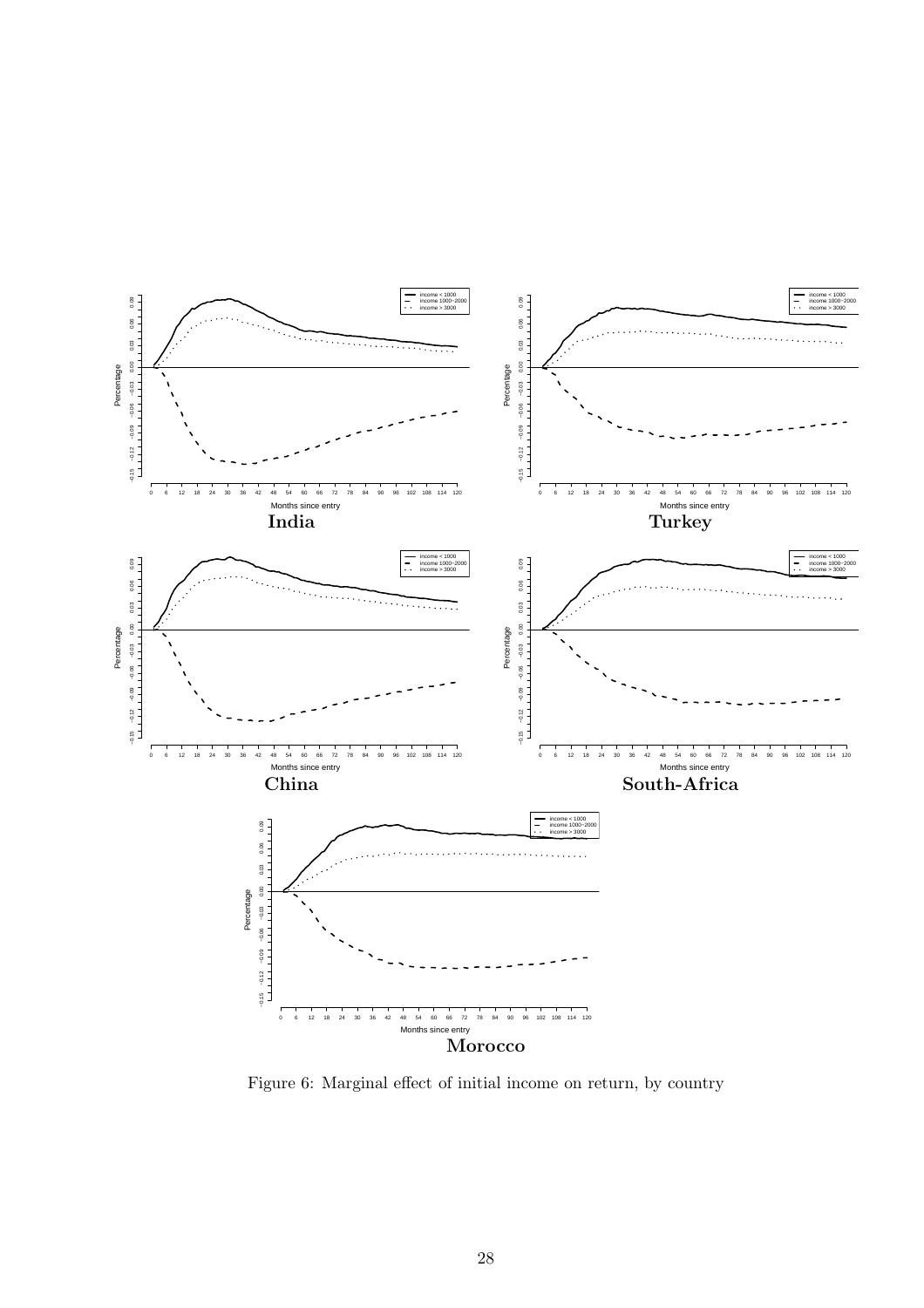Figure 6: Marginal effect of initial income on return, by country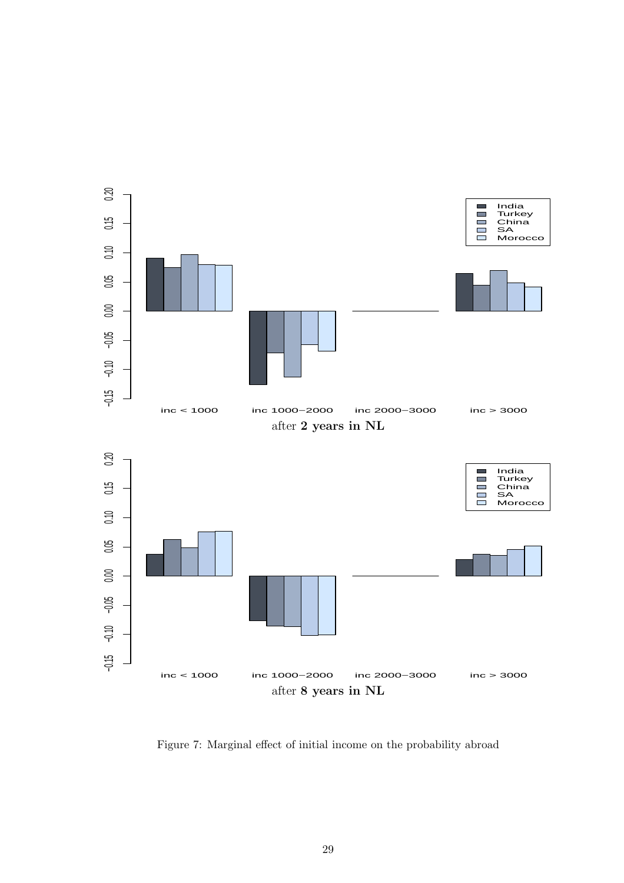Figure 7: Marginal effect of initial income on the probability abroad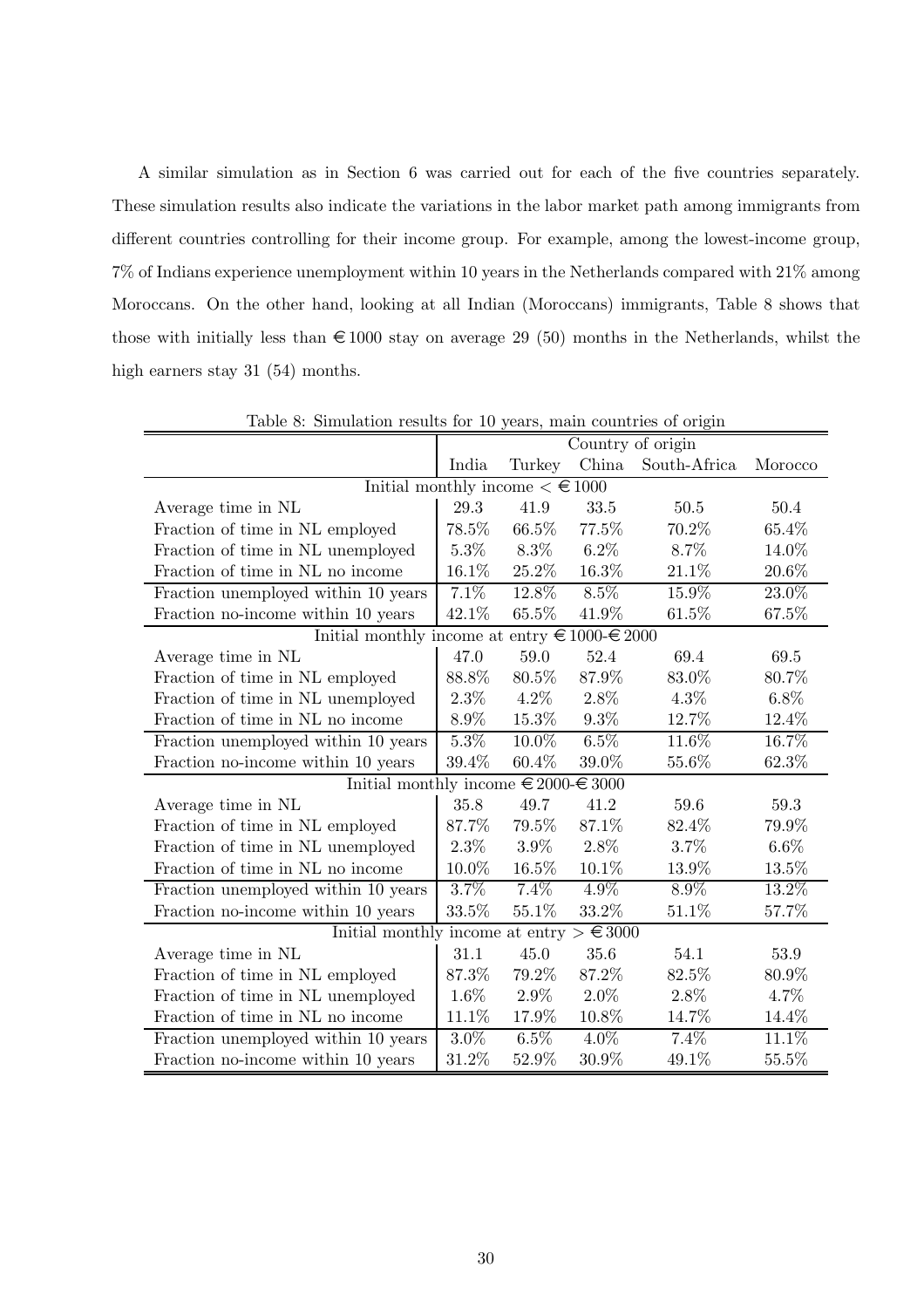A similar simulation as in Section 6 was carried out for each of the five countries separately. These simulation results also indicate the variations in the labor market path among immigrants from different countries controlling for their income group. For example, among the lowest-income group, 7% of Indians experience unemployment within 10 years in the Netherlands compared with 21% among Moroccans. On the other hand, looking at all Indian (Moroccans) immigrants, Table 8 shows that those with initially less than €1000 stay on average 29 (50) months in the Netherlands, whilst the high earners stay 31 (54) months.

Table 8: Simulation results for 10 years, main countries of origin

| | Country of origin | | | | |
|---|---|---|---|---|---|
| | India | Turkey | China | South-Africa | Morocco |
| **Initial monthly income < €1000** | | | | | |
| Average time in NL | 29.3 | 41.9 | 33.5 | 50.5 | 50.4 |
| Fraction of time in NL employed | 78.5% | 66.5% | 77.5% | 70.2% | 65.4% |
| Fraction of time in NL unemployed | 5.3% | 8.3% | 6.2% | 8.7% | 14.0% |
| Fraction of time in NL no income | 16.1% | 25.2% | 16.3% | 21.1% | 20.6% |
| Fraction unemployed within 10 years | 7.1% | 12.8% | 8.5% | 15.9% | 23.0% |
| Fraction no-income within 10 years | 42.1% | 65.5% | 41.9% | 61.5% | 67.5% |
| **Initial monthly income at entry €1000-€2000** | | | | | |
| Average time in NL | 47.0 | 59.0 | 52.4 | 69.4 | 69.5 |
| Fraction of time in NL employed | 88.8% | 80.5% | 87.9% | 83.0% | 80.7% |
| Fraction of time in NL unemployed | 2.3% | 4.2% | 2.8% | 4.3% | 6.8% |
| Fraction of time in NL no income | 8.9% | 15.3% | 9.3% | 12.7% | 12.4% |
| Fraction unemployed within 10 years | 5.3% | 10.0% | 6.5% | 11.6% | 16.7% |
| Fraction no-income within 10 years | 39.4% | 60.4% | 39.0% | 55.6% | 62.3% |
| **Initial monthly income €2000-€3000** | | | | | |
| Average time in NL | 35.8 | 49.7 | 41.2 | 59.6 | 59.3 |
| Fraction of time in NL employed | 87.7% | 79.5% | 87.1% | 82.4% | 79.9% |
| Fraction of time in NL unemployed | 2.3% | 3.9% | 2.8% | 3.7% | 6.6% |
| Fraction of time in NL no income | 10.0% | 16.5% | 10.1% | 13.9% | 13.5% |
| Fraction unemployed within 10 years | 3.7% | 7.4% | 4.9% | 8.9% | 13.2% |
| Fraction no-income within 10 years | 33.5% | 55.1% | 33.2% | 51.1% | 57.7% |
| **Initial monthly income at entry > €3000** | | | | | |
| Average time in NL | 31.1 | 45.0 | 35.6 | 54.1 | 53.9 |
| Fraction of time in NL employed | 87.3% | 79.2% | 87.2% | 82.5% | 80.9% |
| Fraction of time in NL unemployed | 1.6% | 2.9% | 2.0% | 2.8% | 4.7% |
| Fraction of time in NL no income | 11.1% | 17.9% | 10.8% | 14.7% | 14.4% |
| Fraction unemployed within 10 years | 3.0% | 6.5% | 4.0% | 7.4% | 11.1% |
| Fraction no-income within 10 years | 31.2% | 52.9% | 30.9% | 49.1% | 55.5% |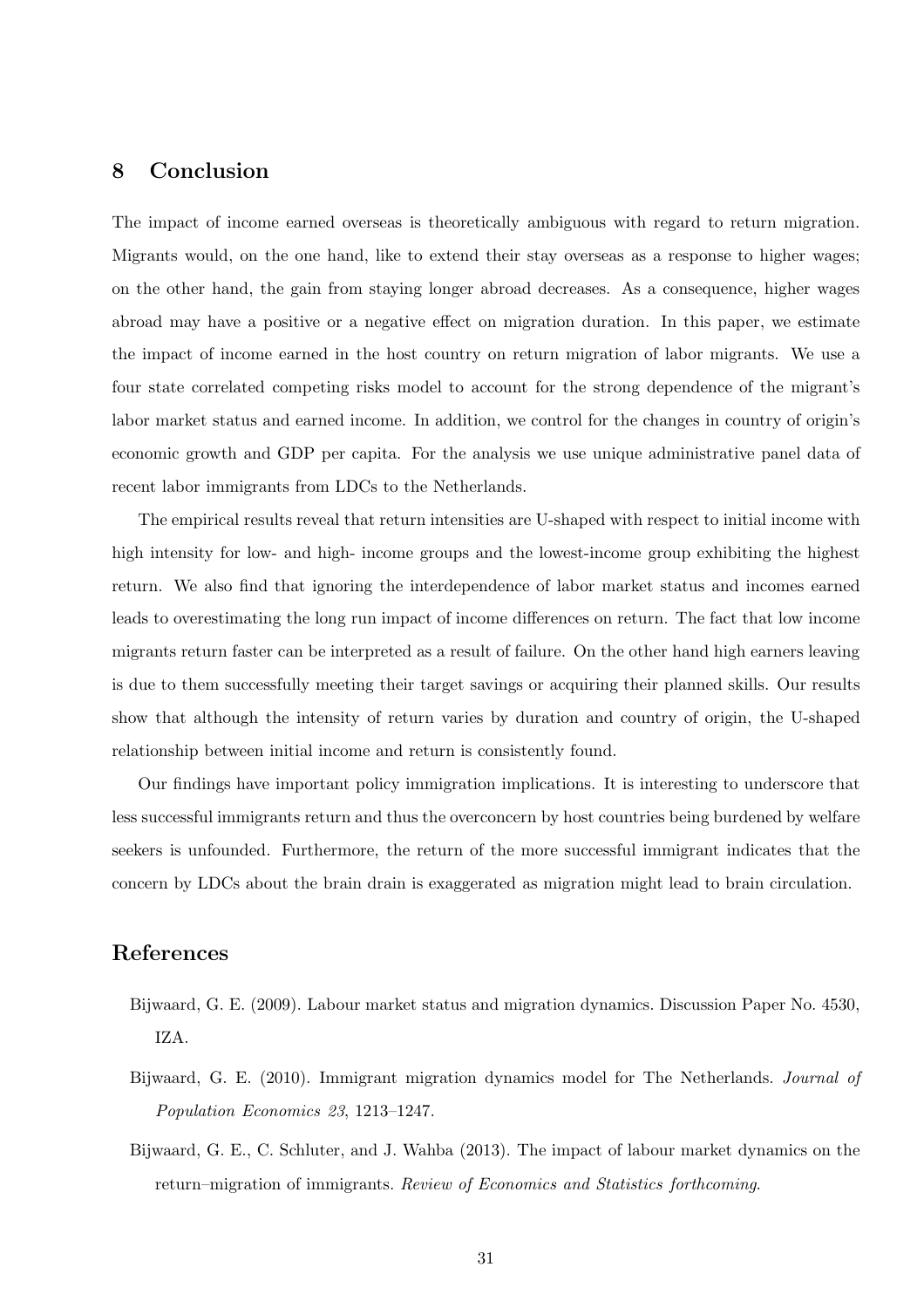## 8 Conclusion

The impact of income earned overseas is theoretically ambiguous with regard to return migration. Migrants would, on the one hand, like to extend their stay overseas as a response to higher wages; on the other hand, the gain from staying longer abroad decreases. As a consequence, higher wages abroad may have a positive or a negative effect on migration duration. In this paper, we estimate the impact of income earned in the host country on return migration of labor migrants. We use a four state correlated competing risks model to account for the strong dependence of the migrant's labor market status and earned income. In addition, we control for the changes in country of origin's economic growth and GDP per capita. For the analysis we use unique administrative panel data of recent labor immigrants from LDCs to the Netherlands.

The empirical results reveal that return intensities are U-shaped with respect to initial income with high intensity for low- and high- income groups and the lowest-income group exhibiting the highest return. We also find that ignoring the interdependence of labor market status and incomes earned leads to overestimating the long run impact of income differences on return. The fact that low income migrants return faster can be interpreted as a result of failure. On the other hand high earners leaving is due to them successfully meeting their target savings or acquiring their planned skills. Our results show that although the intensity of return varies by duration and country of origin, the U-shaped relationship between initial income and return is consistently found.

Our findings have important policy immigration implications. It is interesting to underscore that less successful immigrants return and thus the overconcern by host countries being burdened by welfare seekers is unfounded. Furthermore, the return of the more successful immigrant indicates that the concern by LDCs about the brain drain is exaggerated as migration might lead to brain circulation.

## References

Bijwaard, G. E. (2009). Labour market status and migration dynamics. Discussion Paper No. 4530, IZA.

Bijwaard, G. E. (2010). Immigrant migration dynamics model for The Netherlands. *Journal of Population Economics 23*, 1213–1247.

Bijwaard, G. E., C. Schluter, and J. Wahba (2013). The impact of labour market dynamics on the return–migration of immigrants. *Review of Economics and Statistics forthcoming*.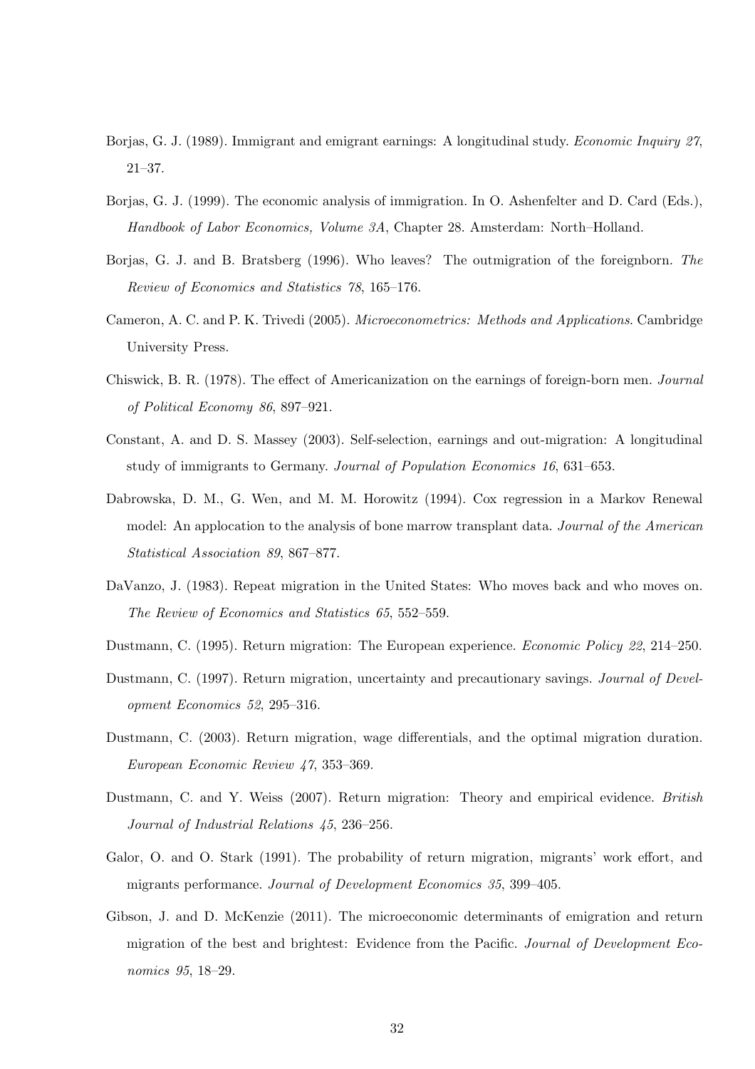Borjas, G. J. (1989). Immigrant and emigrant earnings: A longitudinal study. *Economic Inquiry 27*, 21–37.

Borjas, G. J. (1999). The economic analysis of immigration. In O. Ashenfelter and D. Card (Eds.), *Handbook of Labor Economics, Volume 3A*, Chapter 28. Amsterdam: North–Holland.

Borjas, G. J. and B. Bratsberg (1996). Who leaves? The outmigration of the foreignborn. *The Review of Economics and Statistics 78*, 165–176.

Cameron, A. C. and P. K. Trivedi (2005). *Microeconometrics: Methods and Applications*. Cambridge University Press.

Chiswick, B. R. (1978). The effect of Americanization on the earnings of foreign-born men. *Journal of Political Economy 86*, 897–921.

Constant, A. and D. S. Massey (2003). Self-selection, earnings and out-migration: A longitudinal study of immigrants to Germany. *Journal of Population Economics 16*, 631–653.

Dabrowska, D. M., G. Wen, and M. M. Horowitz (1994). Cox regression in a Markov Renewal model: An applocation to the analysis of bone marrow transplant data. *Journal of the American Statistical Association 89*, 867–877.

DaVanzo, J. (1983). Repeat migration in the United States: Who moves back and who moves on. *The Review of Economics and Statistics 65*, 552–559.

Dustmann, C. (1995). Return migration: The European experience. *Economic Policy 22*, 214–250.

Dustmann, C. (1997). Return migration, uncertainty and precautionary savings. *Journal of Development Economics 52*, 295–316.

Dustmann, C. (2003). Return migration, wage differentials, and the optimal migration duration. *European Economic Review 47*, 353–369.

Dustmann, C. and Y. Weiss (2007). Return migration: Theory and empirical evidence. *British Journal of Industrial Relations 45*, 236–256.

Galor, O. and O. Stark (1991). The probability of return migration, migrants' work effort, and migrants performance. *Journal of Development Economics 35*, 399–405.

Gibson, J. and D. McKenzie (2011). The microeconomic determinants of emigration and return migration of the best and brightest: Evidence from the Pacific. *Journal of Development Economics 95*, 18–29.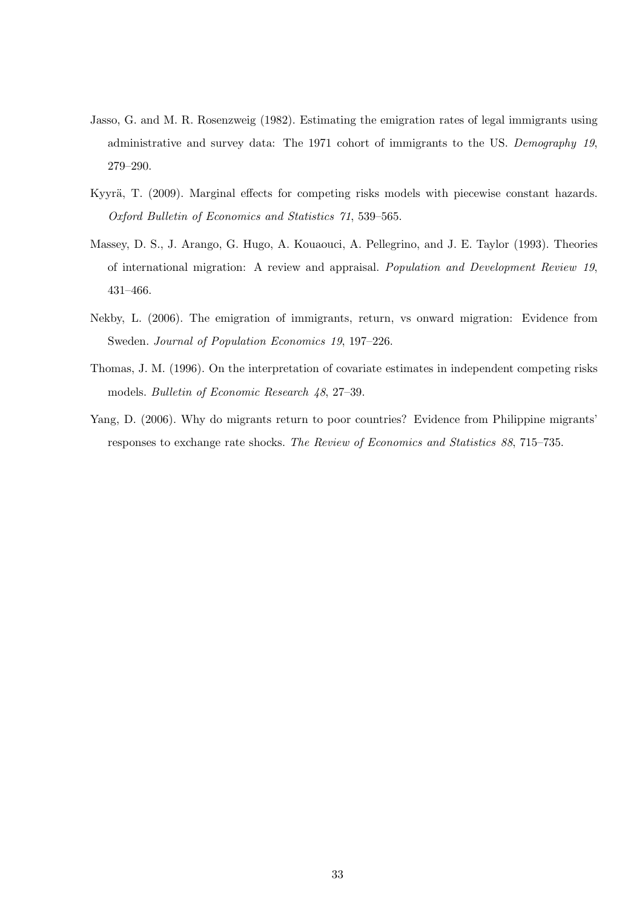Jasso, G. and M. R. Rosenzweig (1982). Estimating the emigration rates of legal immigrants using administrative and survey data: The 1971 cohort of immigrants to the US. *Demography 19*, 279–290.

Kyyrä, T. (2009). Marginal effects for competing risks models with piecewise constant hazards. *Oxford Bulletin of Economics and Statistics 71*, 539–565.

Massey, D. S., J. Arango, G. Hugo, A. Kouaouci, A. Pellegrino, and J. E. Taylor (1993). Theories of international migration: A review and appraisal. *Population and Development Review 19*, 431–466.

Nekby, L. (2006). The emigration of immigrants, return, vs onward migration: Evidence from Sweden. *Journal of Population Economics 19*, 197–226.

Thomas, J. M. (1996). On the interpretation of covariate estimates in independent competing risks models. *Bulletin of Economic Research 48*, 27–39.

Yang, D. (2006). Why do migrants return to poor countries? Evidence from Philippine migrants' responses to exchange rate shocks. *The Review of Economics and Statistics 88*, 715–735.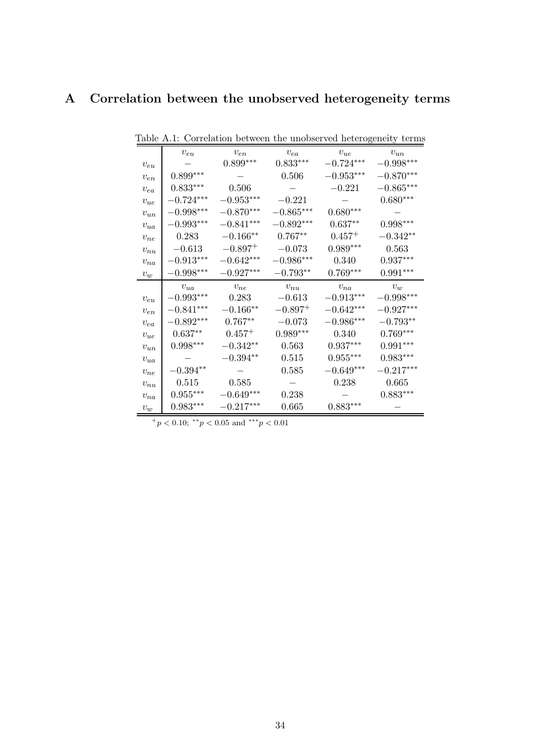# A Correlation between the unobserved heterogeneity terms

Table A.1: Correlation between the unobserved heterogeneity terms

| | $v_{eu}$ | $v_{en}$ | $v_{ea}$ | $v_{ue}$ | $v_{un}$ |
|---|---|---|---|---|---|
| $v_{eu}$ | $-$ | $0.899^{***}$ | $0.833^{***}$ | $-0.724^{***}$ | $-0.998^{***}$ |
| $v_{en}$ | $0.899^{***}$ | $-$ | $0.506$ | $-0.953^{***}$ | $-0.870^{***}$ |
| $v_{ea}$ | $0.833^{***}$ | $0.506$ | $-$ | $-0.221$ | $-0.865^{***}$ |
| $v_{ue}$ | $-0.724^{***}$ | $-0.953^{***}$ | $-0.221$ | $-$ | $0.680^{***}$ |
| $v_{un}$ | $-0.998^{***}$ | $-0.870^{***}$ | $-0.865^{***}$ | $0.680^{***}$ | $-$ |
| $v_{ua}$ | $-0.993^{***}$ | $-0.841^{***}$ | $-0.892^{***}$ | $0.637^{**}$ | $0.998^{***}$ |
| $v_{ne}$ | $0.283$ | $-0.166^{**}$ | $0.767^{**}$ | $0.457^{+}$ | $-0.342^{**}$ |
| $v_{nu}$ | $-0.613$ | $-0.897^{+}$ | $-0.073$ | $0.989^{***}$ | $0.563$ |
| $v_{na}$ | $-0.913^{***}$ | $-0.642^{***}$ | $-0.986^{***}$ | $0.340$ | $0.937^{***}$ |
| $v_{w}$ | $-0.998^{***}$ | $-0.927^{***}$ | $-0.793^{**}$ | $0.769^{***}$ | $0.991^{***}$ |
| | $v_{ua}$ | $v_{ne}$ | $v_{nu}$ | $v_{na}$ | $v_{w}$ |
| $v_{eu}$ | $-0.993^{***}$ | $0.283$ | $-0.613$ | $-0.913^{***}$ | $-0.998^{***}$ |
| $v_{en}$ | $-0.841^{***}$ | $-0.166^{**}$ | $-0.897^{+}$ | $-0.642^{***}$ | $-0.927^{***}$ |
| $v_{ea}$ | $-0.892^{***}$ | $0.767^{**}$ | $-0.073$ | $-0.986^{***}$ | $-0.793^{**}$ |
| $v_{ue}$ | $0.637^{**}$ | $0.457^{+}$ | $0.989^{***}$ | $0.340$ | $0.769^{***}$ |
| $v_{un}$ | $0.998^{***}$ | $-0.342^{**}$ | $0.563$ | $0.937^{***}$ | $0.991^{***}$ |
| $v_{ua}$ | $-$ | $-0.394^{**}$ | $0.515$ | $0.955^{***}$ | $0.983^{***}$ |
| $v_{ne}$ | $-0.394^{**}$ | $-$ | $0.585$ | $-0.649^{***}$ | $-0.217^{***}$ |
| $v_{nu}$ | $0.515$ | $0.585$ | $-$ | $0.238$ | $0.665$ |
| $v_{na}$ | $0.955^{***}$ | $-0.649^{***}$ | $0.238$ | $-$ | $0.883^{***}$ |
| $v_{w}$ | $0.983^{***}$ | $-0.217^{***}$ | $0.665$ | $0.883^{***}$ | $-$ |

$^{+}p < 0.10$; $^{**}p < 0.05$ and $^{***}p < 0.01$